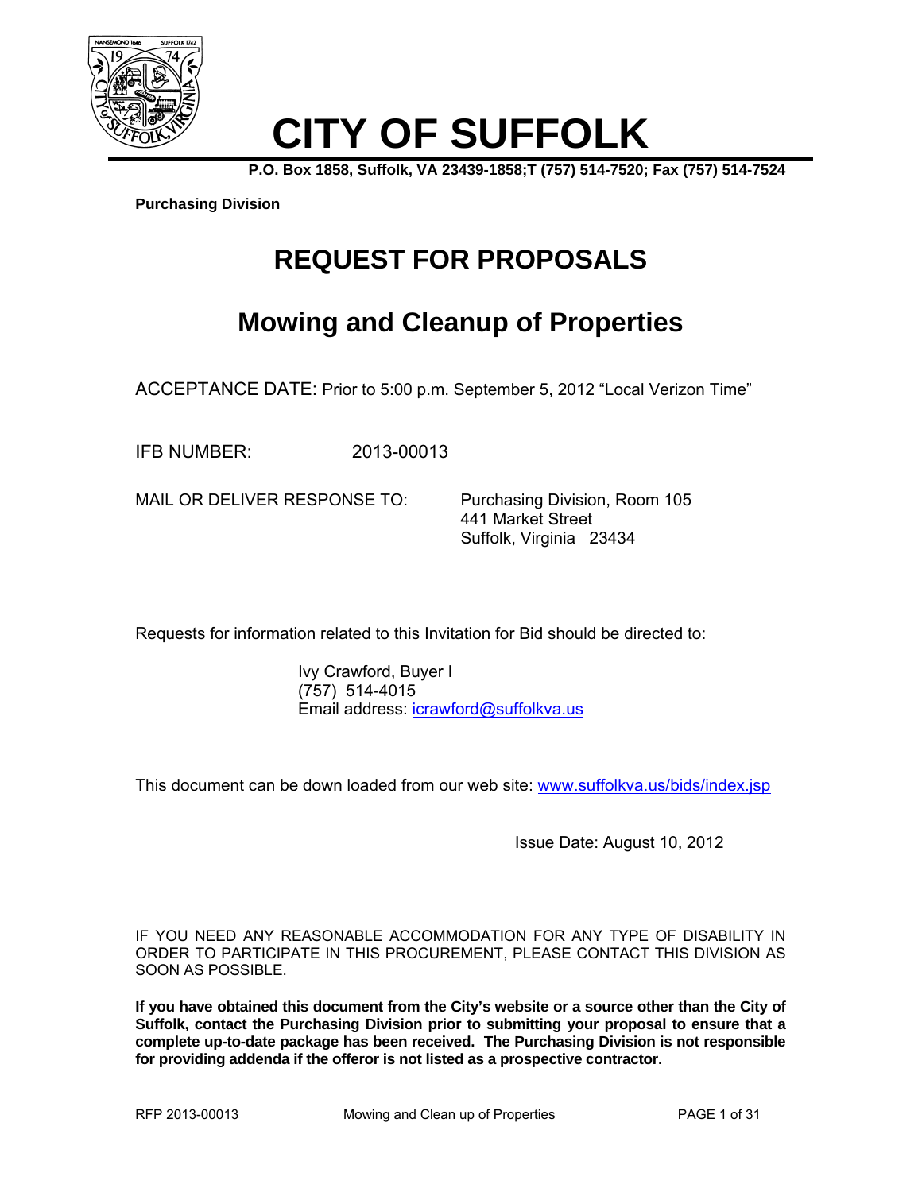# CITY OF SUFFOLK

**P.O. Box 1858, Suffolk, VA 23439-1858;T (757) 514-7520; Fax (757) 514-7524**

**Purchasing Division**

# REQUEST FOR PROPOSALS

## Mowing and Cleanup of Properties

ACCEPTANCE DATE: Prior to 5:00 p.m. September 5, 2012 "Local Verizon Time"

IFB NUMBER: 2013-00013

MAIL OR DELIVER RESPONSE TO: Purchasing Division, Room 105
441 Market Street
Suffolk, Virginia 23434

Requests for information related to this Invitation for Bid should be directed to:

Ivy Crawford, Buyer I
(757) 514-4015
Email address: icrawford@suffolkva.us

This document can be down loaded from our web site: www.suffolkva.us/bids/index.jsp

Issue Date: August 10, 2012

IF YOU NEED ANY REASONABLE ACCOMMODATION FOR ANY TYPE OF DISABILITY IN ORDER TO PARTICIPATE IN THIS PROCUREMENT, PLEASE CONTACT THIS DIVISION AS SOON AS POSSIBLE.

**If you have obtained this document from the City's website or a source other than the City of Suffolk, contact the Purchasing Division prior to submitting your proposal to ensure that a complete up-to-date package has been received. The Purchasing Division is not responsible for providing addenda if the offeror is not listed as a prospective contractor.**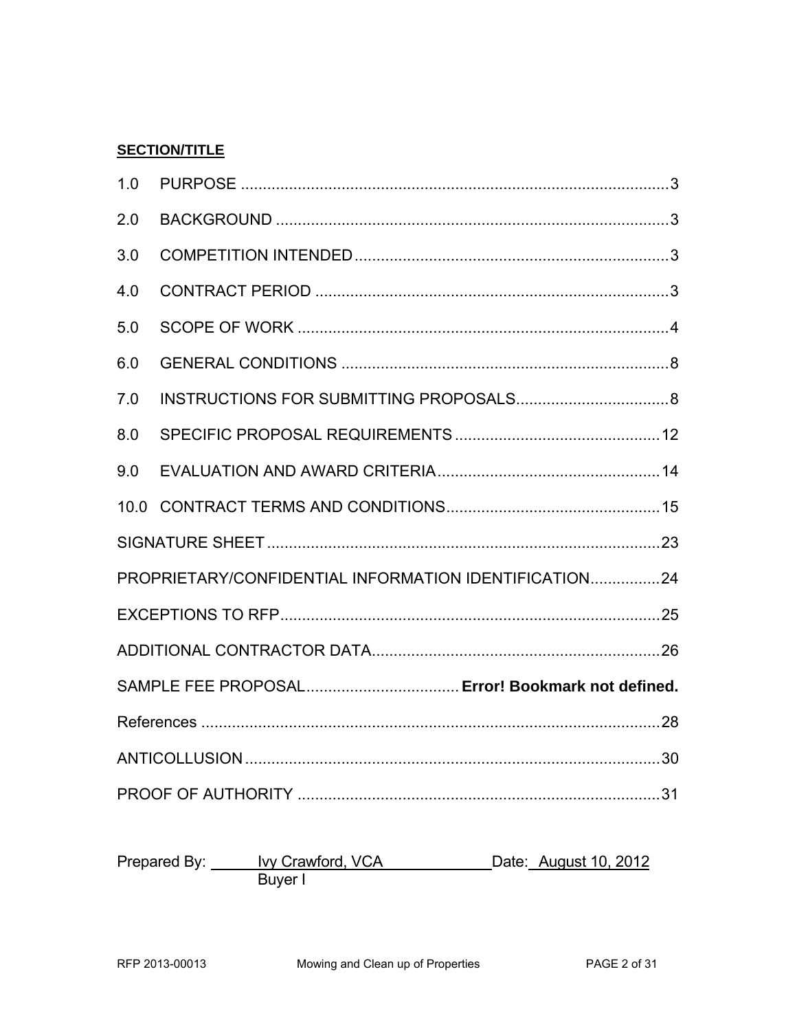**SECTION/TITLE**

| | | |
|---|---|---|
| 1.0 | PURPOSE | 3 |
| 2.0 | BACKGROUND | 3 |
| 3.0 | COMPETITION INTENDED | 3 |
| 4.0 | CONTRACT PERIOD | 3 |
| 5.0 | SCOPE OF WORK | 4 |
| 6.0 | GENERAL CONDITIONS | 8 |
| 7.0 | INSTRUCTIONS FOR SUBMITTING PROPOSALS | 8 |
| 8.0 | SPECIFIC PROPOSAL REQUIREMENTS | 12 |
| 9.0 | EVALUATION AND AWARD CRITERIA | 14 |
| 10.0 | CONTRACT TERMS AND CONDITIONS | 15 |
| | SIGNATURE SHEET | 23 |
| | PROPRIETARY/CONFIDENTIAL INFORMATION IDENTIFICATION | 24 |
| | EXCEPTIONS TO RFP | 25 |
| | ADDITIONAL CONTRACTOR DATA | 26 |
| | SAMPLE FEE PROPOSAL | **Error! Bookmark not defined.** |
| | References | 28 |
| | ANTICOLLUSION | 30 |
| | PROOF OF AUTHORITY | 31 |

Prepared By: Ivy Crawford, VCA Date: August 10, 2012
Buyer I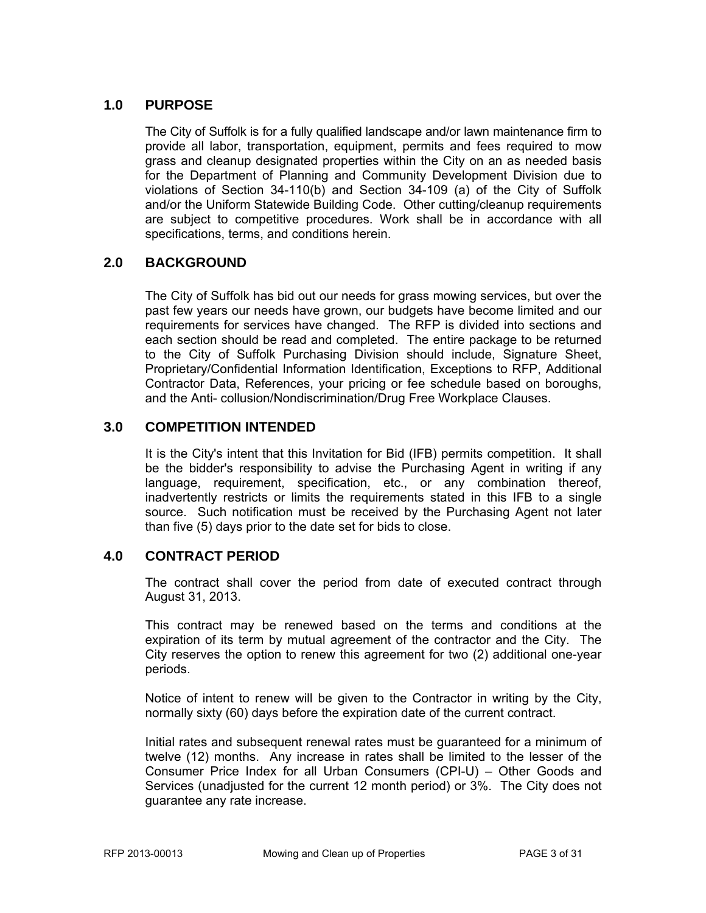## 1.0 PURPOSE

The City of Suffolk is for a fully qualified landscape and/or lawn maintenance firm to provide all labor, transportation, equipment, permits and fees required to mow grass and cleanup designated properties within the City on an as needed basis for the Department of Planning and Community Development Division due to violations of Section 34-110(b) and Section 34-109 (a) of the City of Suffolk and/or the Uniform Statewide Building Code. Other cutting/cleanup requirements are subject to competitive procedures. Work shall be in accordance with all specifications, terms, and conditions herein.

## 2.0 BACKGROUND

The City of Suffolk has bid out our needs for grass mowing services, but over the past few years our needs have grown, our budgets have become limited and our requirements for services have changed. The RFP is divided into sections and each section should be read and completed. The entire package to be returned to the City of Suffolk Purchasing Division should include, Signature Sheet, Proprietary/Confidential Information Identification, Exceptions to RFP, Additional Contractor Data, References, your pricing or fee schedule based on boroughs, and the Anti- collusion/Nondiscrimination/Drug Free Workplace Clauses.

## 3.0 COMPETITION INTENDED

It is the City's intent that this Invitation for Bid (IFB) permits competition. It shall be the bidder's responsibility to advise the Purchasing Agent in writing if any language, requirement, specification, etc., or any combination thereof, inadvertently restricts or limits the requirements stated in this IFB to a single source. Such notification must be received by the Purchasing Agent not later than five (5) days prior to the date set for bids to close.

## 4.0 CONTRACT PERIOD

The contract shall cover the period from date of executed contract through August 31, 2013.

This contract may be renewed based on the terms and conditions at the expiration of its term by mutual agreement of the contractor and the City. The City reserves the option to renew this agreement for two (2) additional one-year periods.

Notice of intent to renew will be given to the Contractor in writing by the City, normally sixty (60) days before the expiration date of the current contract.

Initial rates and subsequent renewal rates must be guaranteed for a minimum of twelve (12) months. Any increase in rates shall be limited to the lesser of the Consumer Price Index for all Urban Consumers (CPI-U) – Other Goods and Services (unadjusted for the current 12 month period) or 3%. The City does not guarantee any rate increase.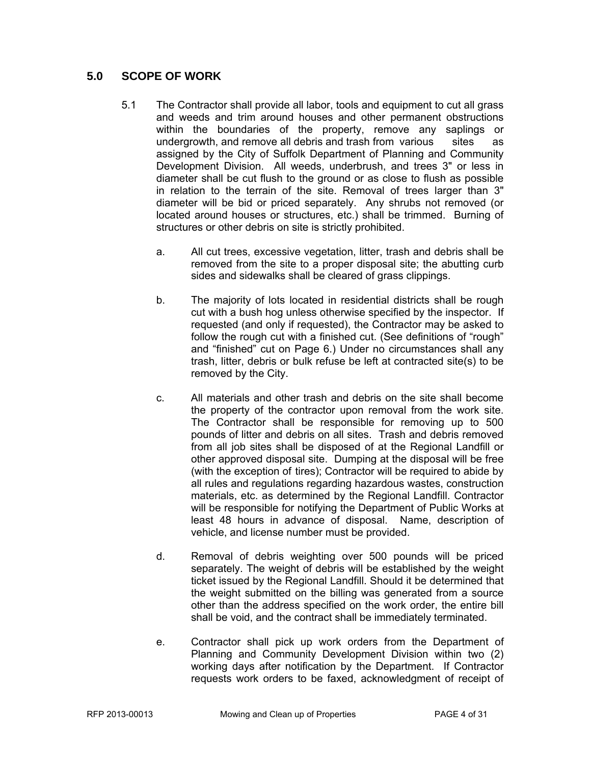## 5.0 SCOPE OF WORK

5.1 The Contractor shall provide all labor, tools and equipment to cut all grass and weeds and trim around houses and other permanent obstructions within the boundaries of the property, remove any saplings or undergrowth, and remove all debris and trash from various sites as assigned by the City of Suffolk Department of Planning and Community Development Division. All weeds, underbrush, and trees 3" or less in diameter shall be cut flush to the ground or as close to flush as possible in relation to the terrain of the site. Removal of trees larger than 3" diameter will be bid or priced separately. Any shrubs not removed (or located around houses or structures, etc.) shall be trimmed. Burning of structures or other debris on site is strictly prohibited.

   a. All cut trees, excessive vegetation, litter, trash and debris shall be removed from the site to a proper disposal site; the abutting curb sides and sidewalks shall be cleared of grass clippings.

   b. The majority of lots located in residential districts shall be rough cut with a bush hog unless otherwise specified by the inspector. If requested (and only if requested), the Contractor may be asked to follow the rough cut with a finished cut. (See definitions of "rough" and "finished" cut on Page 6.) Under no circumstances shall any trash, litter, debris or bulk refuse be left at contracted site(s) to be removed by the City.

   c. All materials and other trash and debris on the site shall become the property of the contractor upon removal from the work site. The Contractor shall be responsible for removing up to 500 pounds of litter and debris on all sites. Trash and debris removed from all job sites shall be disposed of at the Regional Landfill or other approved disposal site. Dumping at the disposal will be free (with the exception of tires); Contractor will be required to abide by all rules and regulations regarding hazardous wastes, construction materials, etc. as determined by the Regional Landfill. Contractor will be responsible for notifying the Department of Public Works at least 48 hours in advance of disposal. Name, description of vehicle, and license number must be provided.

   d. Removal of debris weighting over 500 pounds will be priced separately. The weight of debris will be established by the weight ticket issued by the Regional Landfill. Should it be determined that the weight submitted on the billing was generated from a source other than the address specified on the work order, the entire bill shall be void, and the contract shall be immediately terminated.

   e. Contractor shall pick up work orders from the Department of Planning and Community Development Division within two (2) working days after notification by the Department. If Contractor requests work orders to be faxed, acknowledgment of receipt of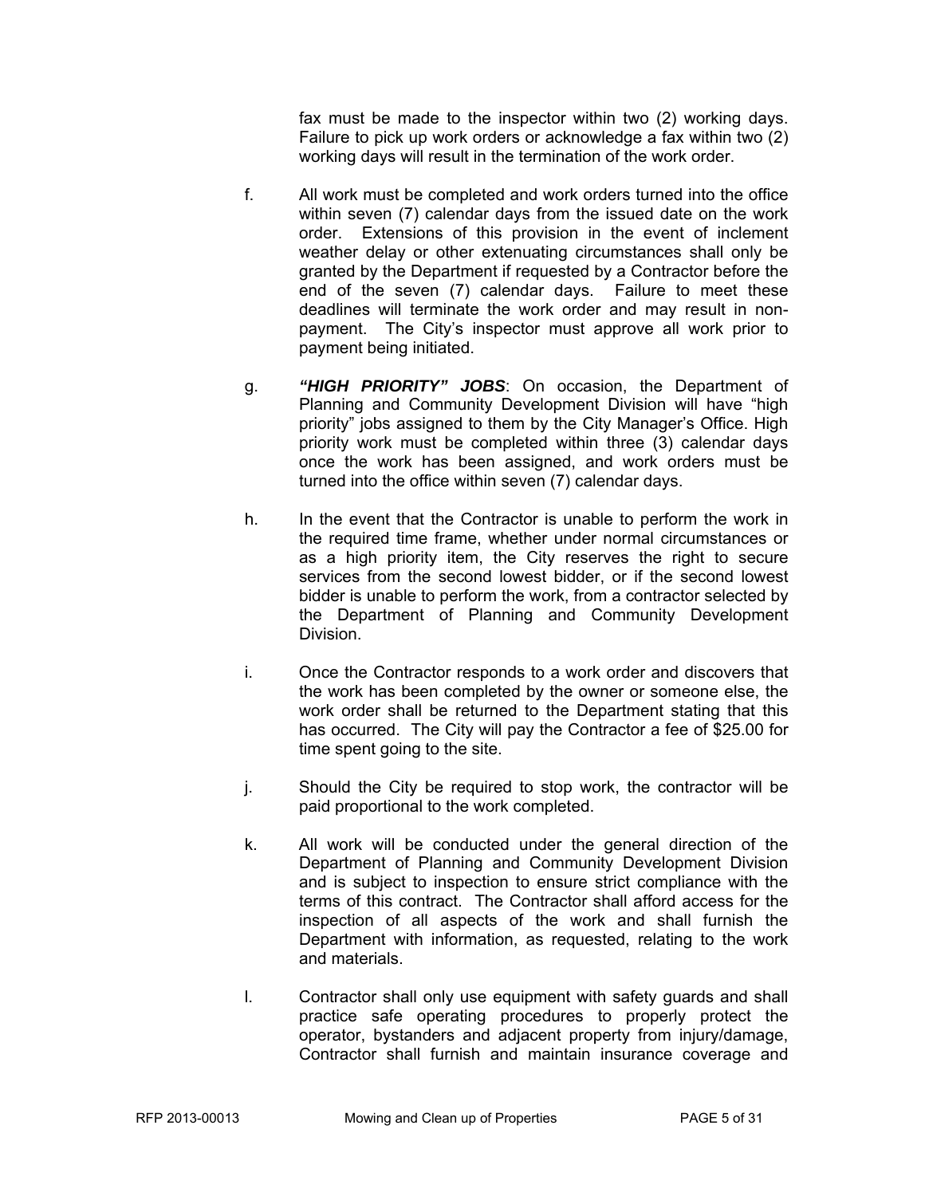fax must be made to the inspector within two (2) working days. Failure to pick up work orders or acknowledge a fax within two (2) working days will result in the termination of the work order.

f. All work must be completed and work orders turned into the office within seven (7) calendar days from the issued date on the work order. Extensions of this provision in the event of inclement weather delay or other extenuating circumstances shall only be granted by the Department if requested by a Contractor before the end of the seven (7) calendar days. Failure to meet these deadlines will terminate the work order and may result in non-payment. The City's inspector must approve all work prior to payment being initiated.

g. ***"HIGH PRIORITY" JOBS***: On occasion, the Department of Planning and Community Development Division will have "high priority" jobs assigned to them by the City Manager's Office. High priority work must be completed within three (3) calendar days once the work has been assigned, and work orders must be turned into the office within seven (7) calendar days.

h. In the event that the Contractor is unable to perform the work in the required time frame, whether under normal circumstances or as a high priority item, the City reserves the right to secure services from the second lowest bidder, or if the second lowest bidder is unable to perform the work, from a contractor selected by the Department of Planning and Community Development Division.

i. Once the Contractor responds to a work order and discovers that the work has been completed by the owner or someone else, the work order shall be returned to the Department stating that this has occurred. The City will pay the Contractor a fee of $25.00 for time spent going to the site.

j. Should the City be required to stop work, the contractor will be paid proportional to the work completed.

k. All work will be conducted under the general direction of the Department of Planning and Community Development Division and is subject to inspection to ensure strict compliance with the terms of this contract. The Contractor shall afford access for the inspection of all aspects of the work and shall furnish the Department with information, as requested, relating to the work and materials.

l. Contractor shall only use equipment with safety guards and shall practice safe operating procedures to properly protect the operator, bystanders and adjacent property from injury/damage, Contractor shall furnish and maintain insurance coverage and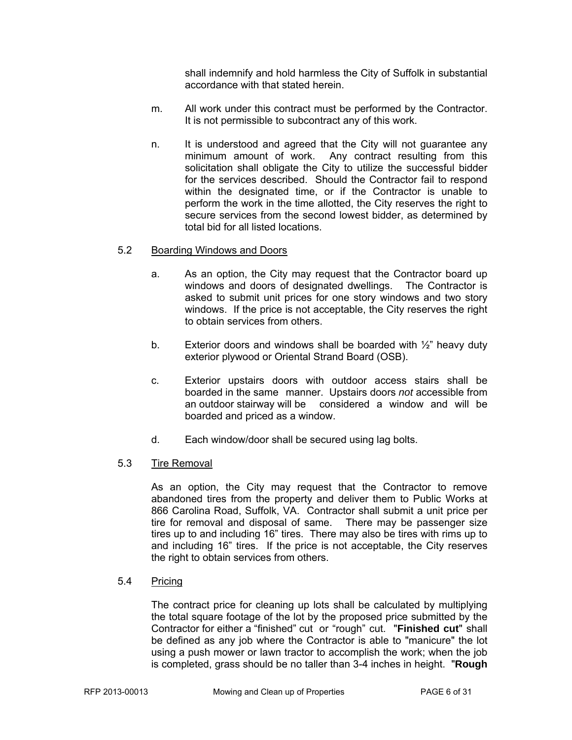shall indemnify and hold harmless the City of Suffolk in substantial accordance with that stated herein.

m. All work under this contract must be performed by the Contractor. It is not permissible to subcontract any of this work.

n. It is understood and agreed that the City will not guarantee any minimum amount of work. Any contract resulting from this solicitation shall obligate the City to utilize the successful bidder for the services described. Should the Contractor fail to respond within the designated time, or if the Contractor is unable to perform the work in the time allotted, the City reserves the right to secure services from the second lowest bidder, as determined by total bid for all listed locations.

5.2 <u>Boarding Windows and Doors</u>

a. As an option, the City may request that the Contractor board up windows and doors of designated dwellings. The Contractor is asked to submit unit prices for one story windows and two story windows. If the price is not acceptable, the City reserves the right to obtain services from others.

b. Exterior doors and windows shall be boarded with ½" heavy duty exterior plywood or Oriental Strand Board (OSB).

c. Exterior upstairs doors with outdoor access stairs shall be boarded in the same manner. Upstairs doors *not* accessible from an outdoor stairway will be considered a window and will be boarded and priced as a window.

d. Each window/door shall be secured using lag bolts.

5.3 <u>Tire Removal</u>

As an option, the City may request that the Contractor to remove abandoned tires from the property and deliver them to Public Works at 866 Carolina Road, Suffolk, VA. Contractor shall submit a unit price per tire for removal and disposal of same. There may be passenger size tires up to and including 16" tires. There may also be tires with rims up to and including 16" tires. If the price is not acceptable, the City reserves the right to obtain services from others.

5.4 <u>Pricing</u>

The contract price for cleaning up lots shall be calculated by multiplying the total square footage of the lot by the proposed price submitted by the Contractor for either a "finished" cut or "rough" cut. "**Finished cut**" shall be defined as any job where the Contractor is able to "manicure" the lot using a push mower or lawn tractor to accomplish the work; when the job is completed, grass should be no taller than 3-4 inches in height. "**Rough**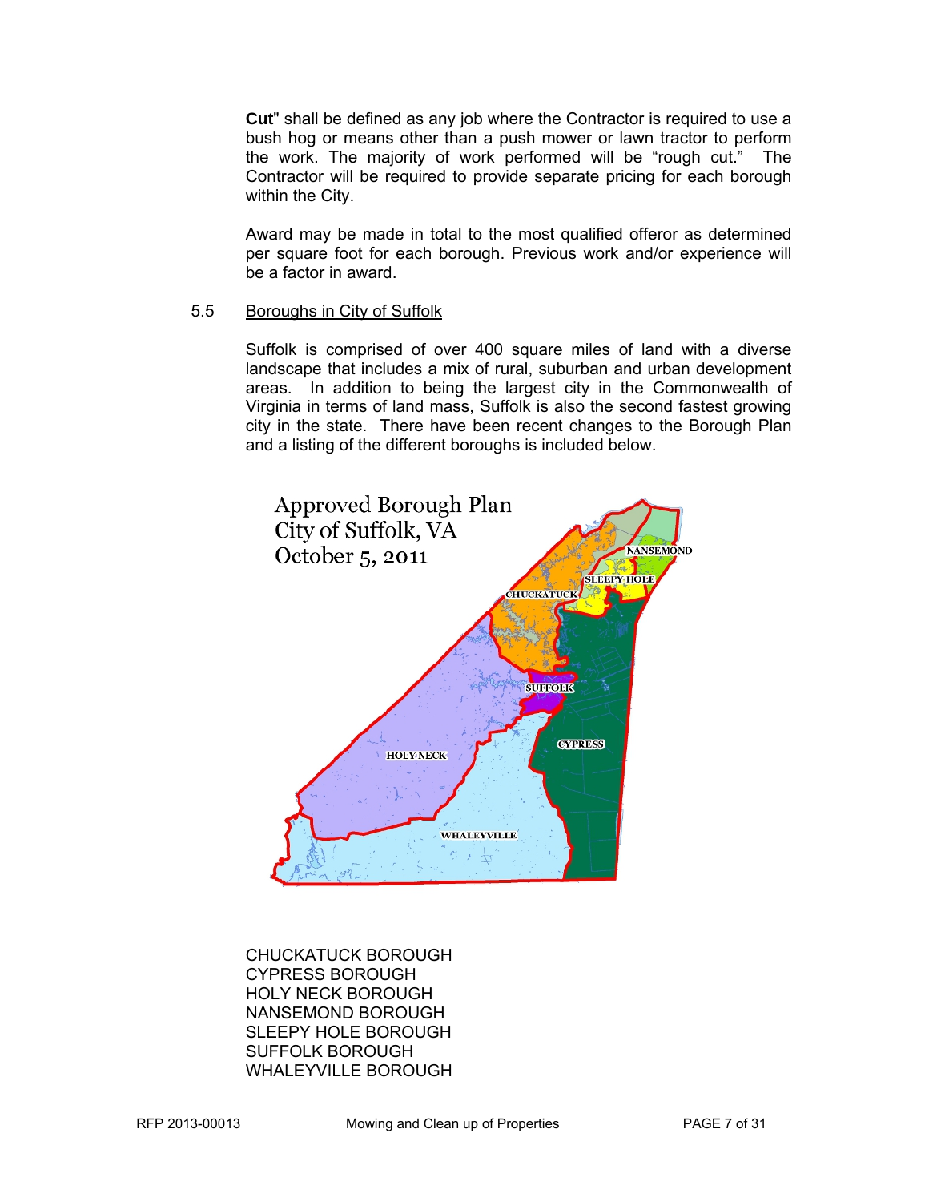**Cut**" shall be defined as any job where the Contractor is required to use a bush hog or means other than a push mower or lawn tractor to perform the work. The majority of work performed will be "rough cut." The Contractor will be required to provide separate pricing for each borough within the City.

Award may be made in total to the most qualified offeror as determined per square foot for each borough. Previous work and/or experience will be a factor in award.

5.5 Boroughs in City of Suffolk

Suffolk is comprised of over 400 square miles of land with a diverse landscape that includes a mix of rural, suburban and urban development areas. In addition to being the largest city in the Commonwealth of Virginia in terms of land mass, Suffolk is also the second fastest growing city in the state. There have been recent changes to the Borough Plan and a listing of the different boroughs is included below.

Approved Borough Plan
City of Suffolk, VA
October 5, 2011

CHUCKATUCK BOROUGH
CYPRESS BOROUGH
HOLY NECK BOROUGH
NANSEMOND BOROUGH
SLEEPY HOLE BOROUGH
SUFFOLK BOROUGH
WHALEYVILLE BOROUGH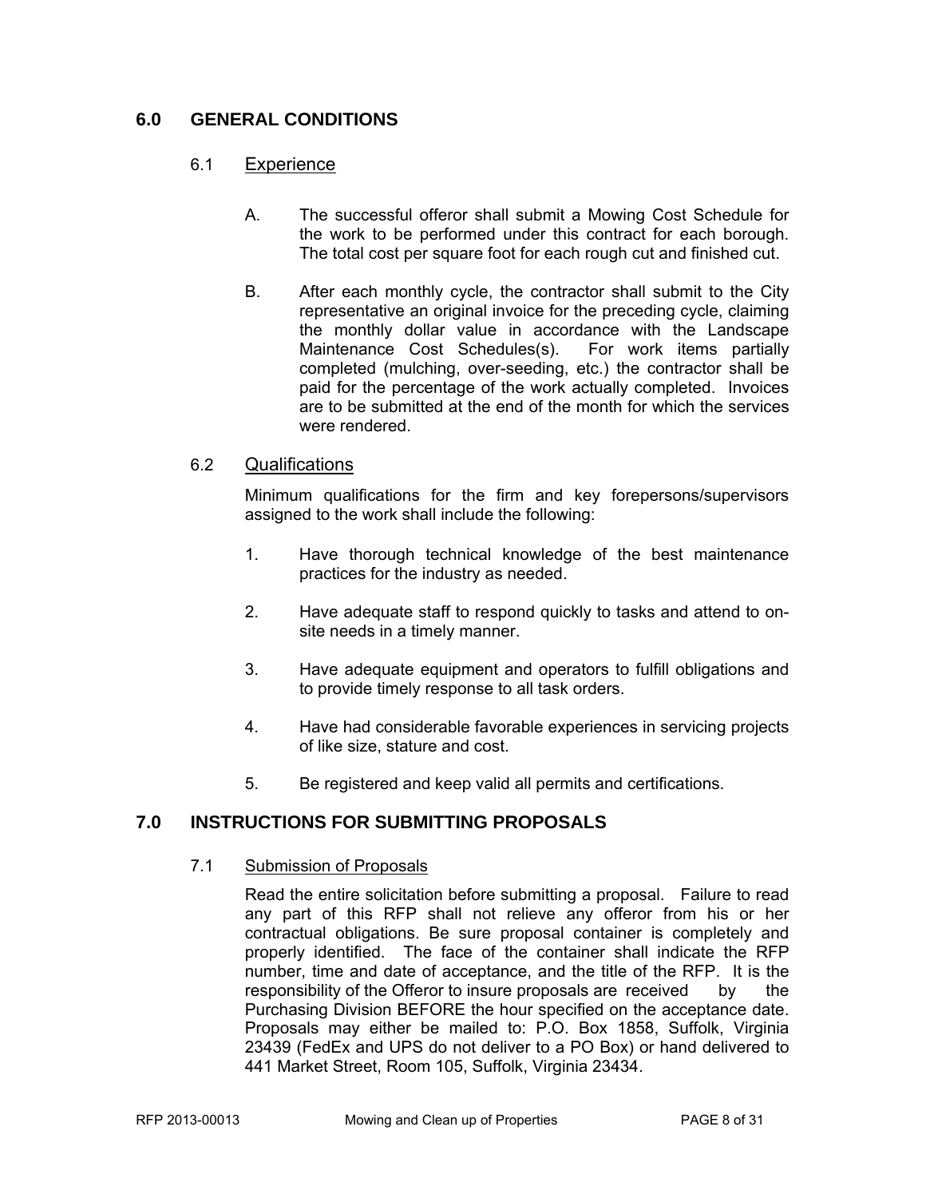## 6.0 GENERAL CONDITIONS

### 6.1 Experience

A. The successful offeror shall submit a Mowing Cost Schedule for the work to be performed under this contract for each borough. The total cost per square foot for each rough cut and finished cut.

B. After each monthly cycle, the contractor shall submit to the City representative an original invoice for the preceding cycle, claiming the monthly dollar value in accordance with the Landscape Maintenance Cost Schedules(s). For work items partially completed (mulching, over-seeding, etc.) the contractor shall be paid for the percentage of the work actually completed. Invoices are to be submitted at the end of the month for which the services were rendered.

### 6.2 Qualifications

Minimum qualifications for the firm and key forepersons/supervisors assigned to the work shall include the following:

1. Have thorough technical knowledge of the best maintenance practices for the industry as needed.
2. Have adequate staff to respond quickly to tasks and attend to on-site needs in a timely manner.
3. Have adequate equipment and operators to fulfill obligations and to provide timely response to all task orders.
4. Have had considerable favorable experiences in servicing projects of like size, stature and cost.
5. Be registered and keep valid all permits and certifications.

## 7.0 INSTRUCTIONS FOR SUBMITTING PROPOSALS

### 7.1 Submission of Proposals

Read the entire solicitation before submitting a proposal. Failure to read any part of this RFP shall not relieve any offeror from his or her contractual obligations. Be sure proposal container is completely and properly identified. The face of the container shall indicate the RFP number, time and date of acceptance, and the title of the RFP. It is the responsibility of the Offeror to insure proposals are received by the Purchasing Division BEFORE the hour specified on the acceptance date. Proposals may either be mailed to: P.O. Box 1858, Suffolk, Virginia 23439 (FedEx and UPS do not deliver to a PO Box) or hand delivered to 441 Market Street, Room 105, Suffolk, Virginia 23434.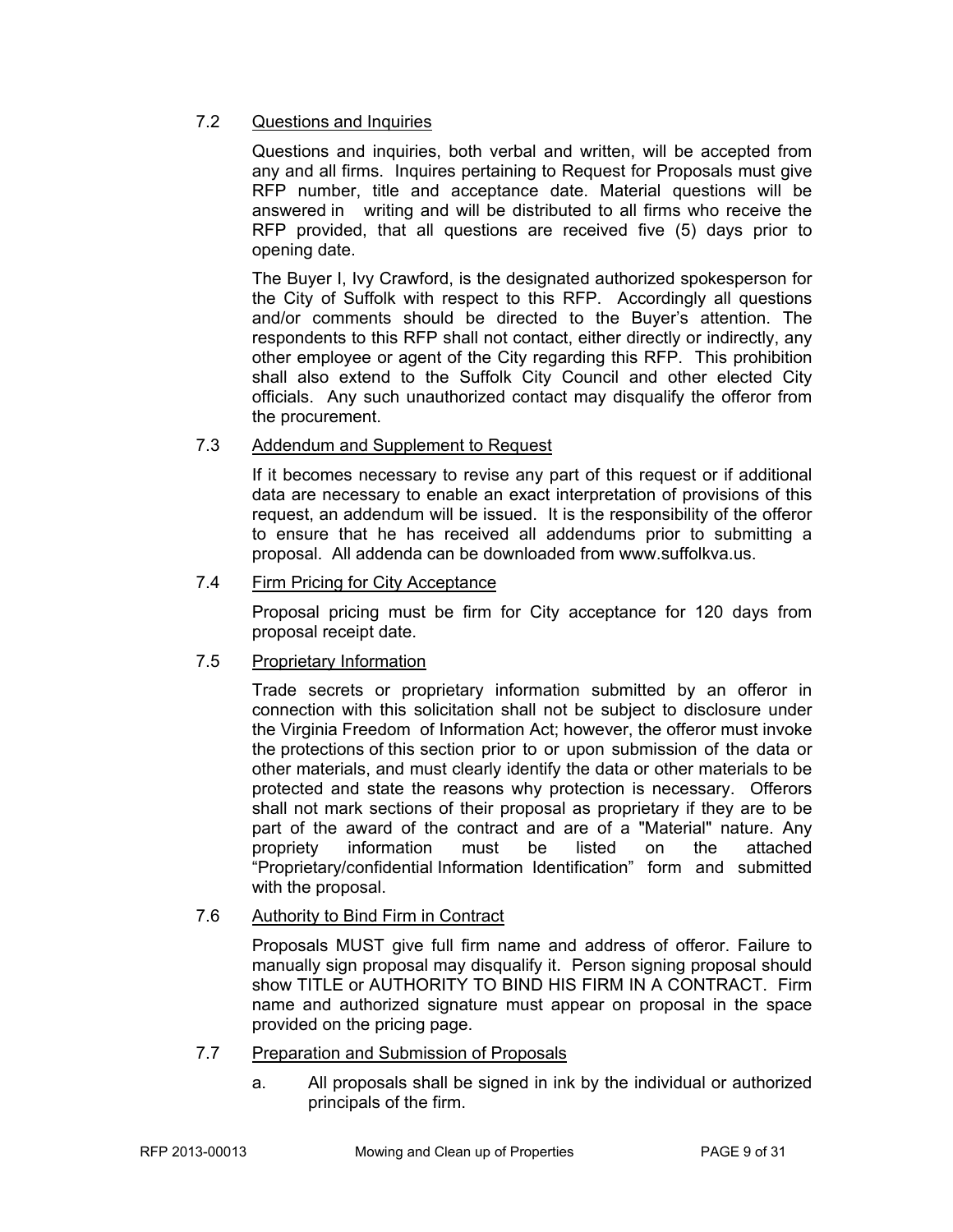### 7.2 Questions and Inquiries

Questions and inquiries, both verbal and written, will be accepted from any and all firms. Inquires pertaining to Request for Proposals must give RFP number, title and acceptance date. Material questions will be answered in writing and will be distributed to all firms who receive the RFP provided, that all questions are received five (5) days prior to opening date.

The Buyer I, Ivy Crawford, is the designated authorized spokesperson for the City of Suffolk with respect to this RFP. Accordingly all questions and/or comments should be directed to the Buyer's attention. The respondents to this RFP shall not contact, either directly or indirectly, any other employee or agent of the City regarding this RFP. This prohibition shall also extend to the Suffolk City Council and other elected City officials. Any such unauthorized contact may disqualify the offeror from the procurement.

### 7.3 Addendum and Supplement to Request

If it becomes necessary to revise any part of this request or if additional data are necessary to enable an exact interpretation of provisions of this request, an addendum will be issued. It is the responsibility of the offeror to ensure that he has received all addendums prior to submitting a proposal. All addenda can be downloaded from www.suffolkva.us.

### 7.4 Firm Pricing for City Acceptance

Proposal pricing must be firm for City acceptance for 120 days from proposal receipt date.

### 7.5 Proprietary Information

Trade secrets or proprietary information submitted by an offeror in connection with this solicitation shall not be subject to disclosure under the Virginia Freedom of Information Act; however, the offeror must invoke the protections of this section prior to or upon submission of the data or other materials, and must clearly identify the data or other materials to be protected and state the reasons why protection is necessary. Offerors shall not mark sections of their proposal as proprietary if they are to be part of the award of the contract and are of a "Material" nature. Any propriety information must be listed on the attached "Proprietary/confidential Information Identification" form and submitted with the proposal.

### 7.6 Authority to Bind Firm in Contract

Proposals MUST give full firm name and address of offeror. Failure to manually sign proposal may disqualify it. Person signing proposal should show TITLE or AUTHORITY TO BIND HIS FIRM IN A CONTRACT. Firm name and authorized signature must appear on proposal in the space provided on the pricing page.

### 7.7 Preparation and Submission of Proposals

a. All proposals shall be signed in ink by the individual or authorized principals of the firm.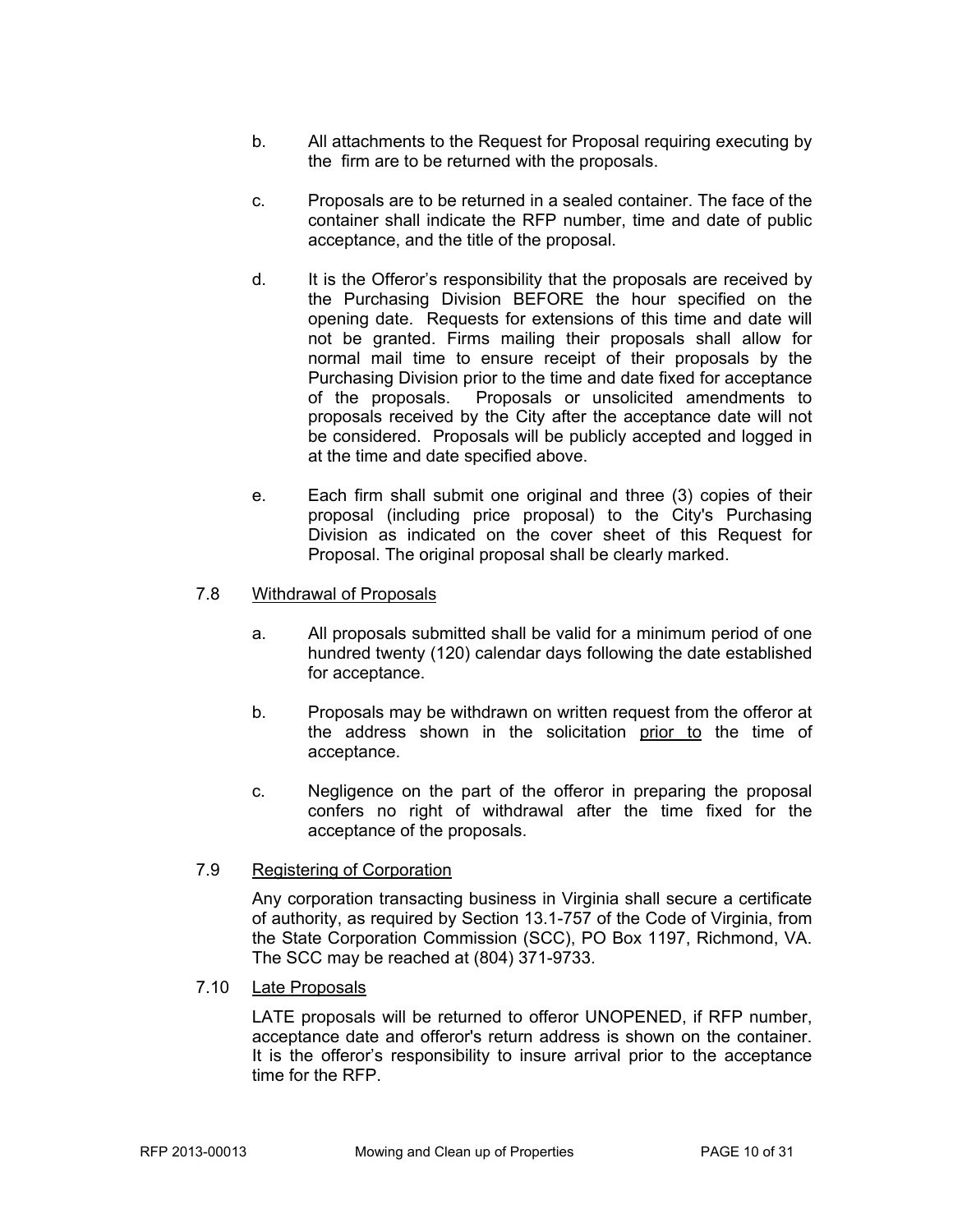b. All attachments to the Request for Proposal requiring executing by the firm are to be returned with the proposals.

c. Proposals are to be returned in a sealed container. The face of the container shall indicate the RFP number, time and date of public acceptance, and the title of the proposal.

d. It is the Offeror's responsibility that the proposals are received by the Purchasing Division BEFORE the hour specified on the opening date. Requests for extensions of this time and date will not be granted. Firms mailing their proposals shall allow for normal mail time to ensure receipt of their proposals by the Purchasing Division prior to the time and date fixed for acceptance of the proposals. Proposals or unsolicited amendments to proposals received by the City after the acceptance date will not be considered. Proposals will be publicly accepted and logged in at the time and date specified above.

e. Each firm shall submit one original and three (3) copies of their proposal (including price proposal) to the City's Purchasing Division as indicated on the cover sheet of this Request for Proposal. The original proposal shall be clearly marked.

## 7.8 <u>Withdrawal of Proposals</u>

a. All proposals submitted shall be valid for a minimum period of one hundred twenty (120) calendar days following the date established for acceptance.

b. Proposals may be withdrawn on written request from the offeror at the address shown in the solicitation <u>prior to</u> the time of acceptance.

c. Negligence on the part of the offeror in preparing the proposal confers no right of withdrawal after the time fixed for the acceptance of the proposals.

## 7.9 <u>Registering of Corporation</u>

Any corporation transacting business in Virginia shall secure a certificate of authority, as required by Section 13.1-757 of the Code of Virginia, from the State Corporation Commission (SCC), PO Box 1197, Richmond, VA. The SCC may be reached at (804) 371-9733.

## 7.10 <u>Late Proposals</u>

LATE proposals will be returned to offeror UNOPENED, if RFP number, acceptance date and offeror's return address is shown on the container. It is the offeror's responsibility to insure arrival prior to the acceptance time for the RFP.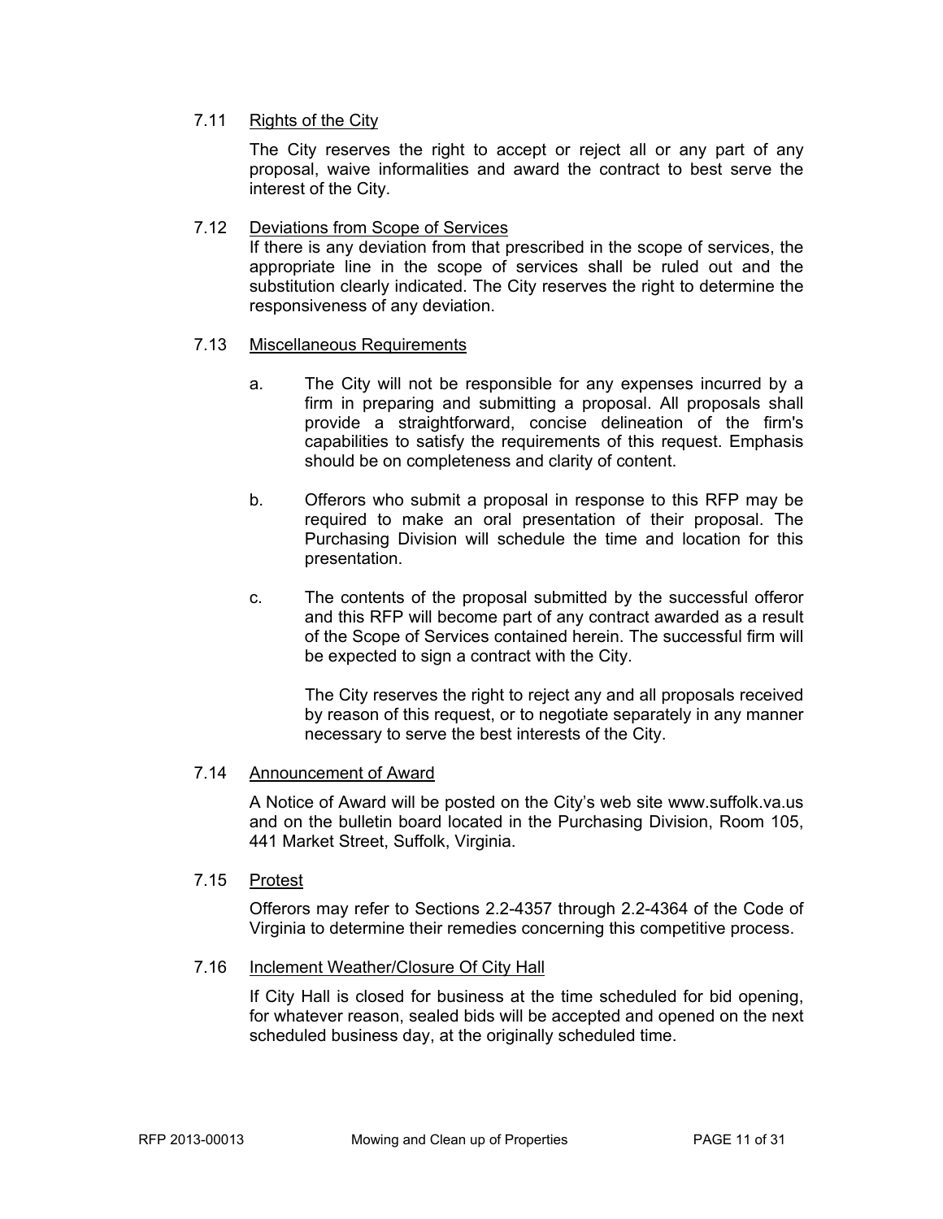### 7.11 Rights of the City

The City reserves the right to accept or reject all or any part of any proposal, waive informalities and award the contract to best serve the interest of the City.

### 7.12 Deviations from Scope of Services

If there is any deviation from that prescribed in the scope of services, the appropriate line in the scope of services shall be ruled out and the substitution clearly indicated. The City reserves the right to determine the responsiveness of any deviation.

### 7.13 Miscellaneous Requirements

a. The City will not be responsible for any expenses incurred by a firm in preparing and submitting a proposal. All proposals shall provide a straightforward, concise delineation of the firm's capabilities to satisfy the requirements of this request. Emphasis should be on completeness and clarity of content.

b. Offerors who submit a proposal in response to this RFP may be required to make an oral presentation of their proposal. The Purchasing Division will schedule the time and location for this presentation.

c. The contents of the proposal submitted by the successful offeror and this RFP will become part of any contract awarded as a result of the Scope of Services contained herein. The successful firm will be expected to sign a contract with the City.

   The City reserves the right to reject any and all proposals received by reason of this request, or to negotiate separately in any manner necessary to serve the best interests of the City.

### 7.14 Announcement of Award

A Notice of Award will be posted on the City's web site www.suffolk.va.us and on the bulletin board located in the Purchasing Division, Room 105, 441 Market Street, Suffolk, Virginia.

### 7.15 Protest

Offerors may refer to Sections 2.2-4357 through 2.2-4364 of the Code of Virginia to determine their remedies concerning this competitive process.

### 7.16 Inclement Weather/Closure Of City Hall

If City Hall is closed for business at the time scheduled for bid opening, for whatever reason, sealed bids will be accepted and opened on the next scheduled business day, at the originally scheduled time.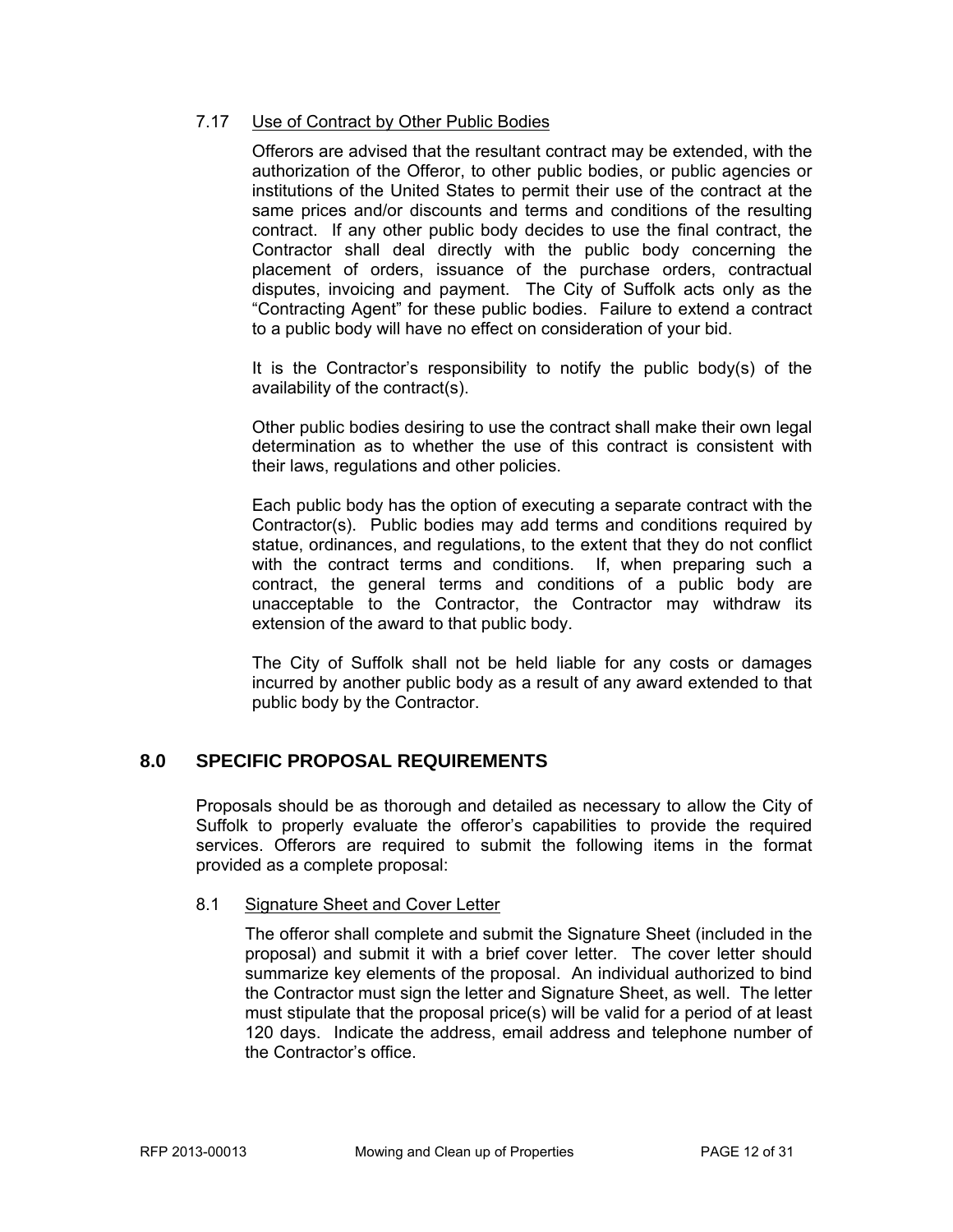### 7.17 Use of Contract by Other Public Bodies

Offerors are advised that the resultant contract may be extended, with the authorization of the Offeror, to other public bodies, or public agencies or institutions of the United States to permit their use of the contract at the same prices and/or discounts and terms and conditions of the resulting contract. If any other public body decides to use the final contract, the Contractor shall deal directly with the public body concerning the placement of orders, issuance of the purchase orders, contractual disputes, invoicing and payment. The City of Suffolk acts only as the "Contracting Agent" for these public bodies. Failure to extend a contract to a public body will have no effect on consideration of your bid.

It is the Contractor's responsibility to notify the public body(s) of the availability of the contract(s).

Other public bodies desiring to use the contract shall make their own legal determination as to whether the use of this contract is consistent with their laws, regulations and other policies.

Each public body has the option of executing a separate contract with the Contractor(s). Public bodies may add terms and conditions required by statue, ordinances, and regulations, to the extent that they do not conflict with the contract terms and conditions. If, when preparing such a contract, the general terms and conditions of a public body are unacceptable to the Contractor, the Contractor may withdraw its extension of the award to that public body.

The City of Suffolk shall not be held liable for any costs or damages incurred by another public body as a result of any award extended to that public body by the Contractor.

## 8.0 SPECIFIC PROPOSAL REQUIREMENTS

Proposals should be as thorough and detailed as necessary to allow the City of Suffolk to properly evaluate the offeror's capabilities to provide the required services. Offerors are required to submit the following items in the format provided as a complete proposal:

### 8.1 Signature Sheet and Cover Letter

The offeror shall complete and submit the Signature Sheet (included in the proposal) and submit it with a brief cover letter. The cover letter should summarize key elements of the proposal. An individual authorized to bind the Contractor must sign the letter and Signature Sheet, as well. The letter must stipulate that the proposal price(s) will be valid for a period of at least 120 days. Indicate the address, email address and telephone number of the Contractor's office.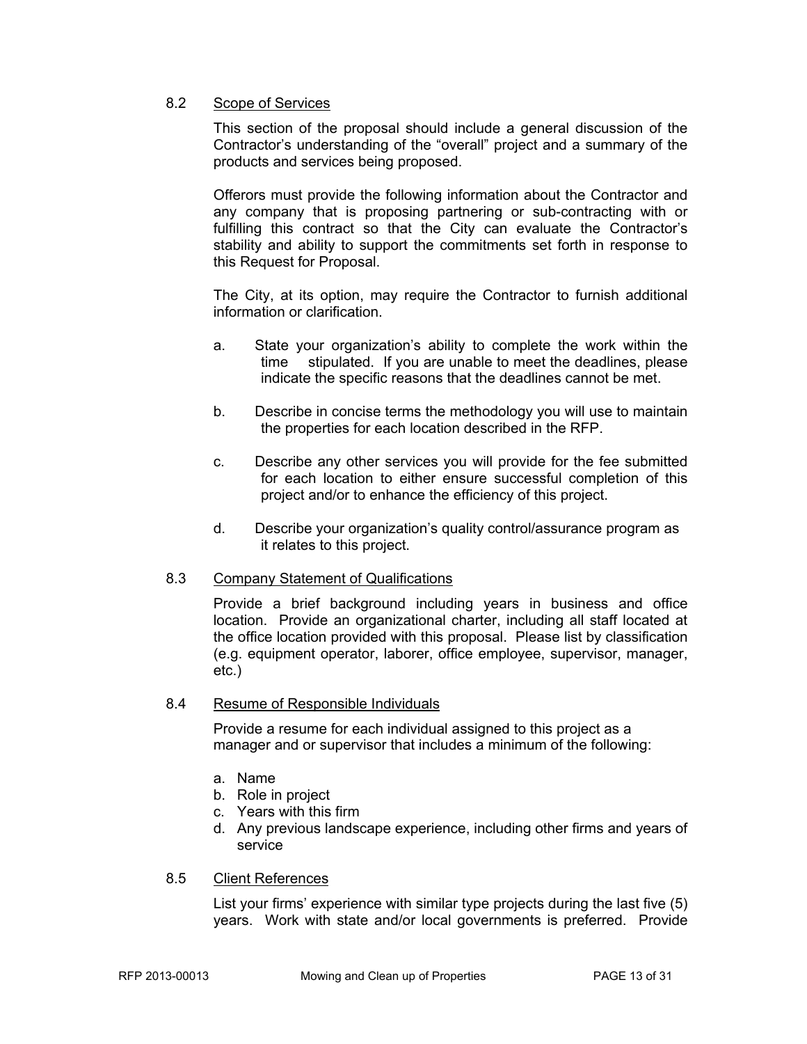8.2 Scope of Services

This section of the proposal should include a general discussion of the Contractor's understanding of the "overall" project and a summary of the products and services being proposed.

Offerors must provide the following information about the Contractor and any company that is proposing partnering or sub-contracting with or fulfilling this contract so that the City can evaluate the Contractor's stability and ability to support the commitments set forth in response to this Request for Proposal.

The City, at its option, may require the Contractor to furnish additional information or clarification.

a. State your organization's ability to complete the work within the time stipulated. If you are unable to meet the deadlines, please indicate the specific reasons that the deadlines cannot be met.

b. Describe in concise terms the methodology you will use to maintain the properties for each location described in the RFP.

c. Describe any other services you will provide for the fee submitted for each location to either ensure successful completion of this project and/or to enhance the efficiency of this project.

d. Describe your organization's quality control/assurance program as it relates to this project.

8.3 Company Statement of Qualifications

Provide a brief background including years in business and office location. Provide an organizational charter, including all staff located at the office location provided with this proposal. Please list by classification (e.g. equipment operator, laborer, office employee, supervisor, manager, etc.)

8.4 Resume of Responsible Individuals

Provide a resume for each individual assigned to this project as a manager and or supervisor that includes a minimum of the following:

a. Name
b. Role in project
c. Years with this firm
d. Any previous landscape experience, including other firms and years of service

8.5 Client References

List your firms' experience with similar type projects during the last five (5) years. Work with state and/or local governments is preferred. Provide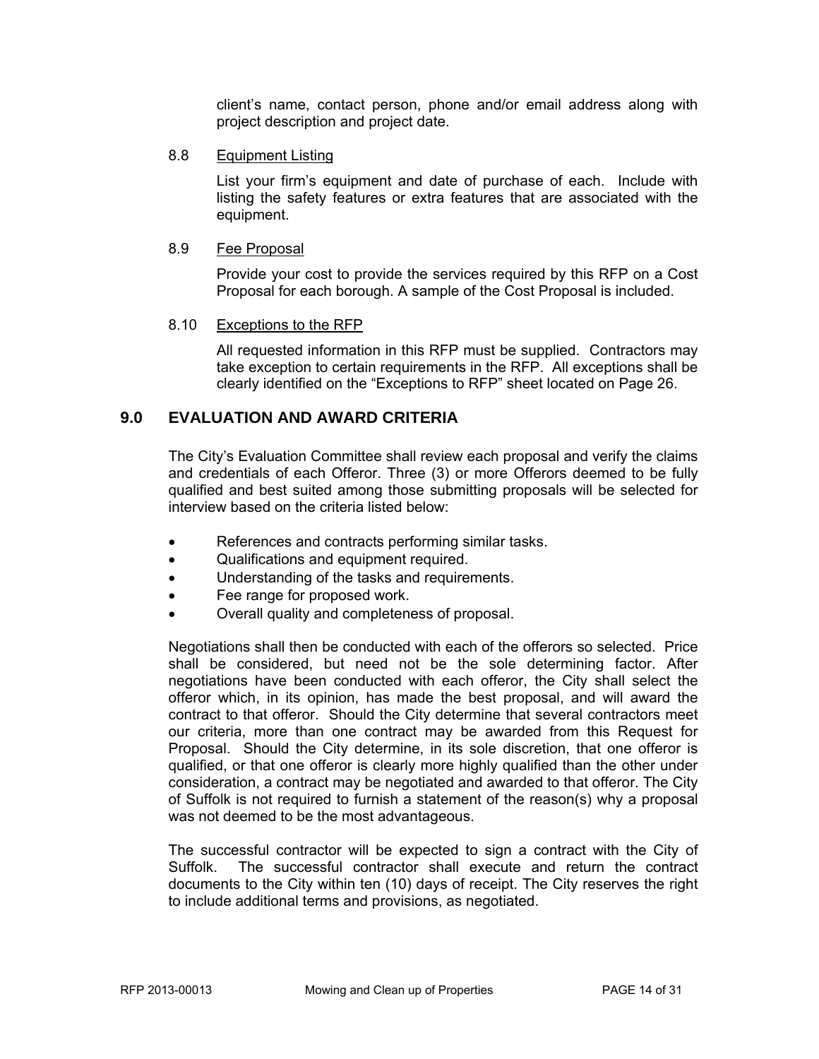client's name, contact person, phone and/or email address along with project description and project date.

8.8 Equipment Listing

List your firm's equipment and date of purchase of each. Include with listing the safety features or extra features that are associated with the equipment.

8.9 Fee Proposal

Provide your cost to provide the services required by this RFP on a Cost Proposal for each borough. A sample of the Cost Proposal is included.

8.10 Exceptions to the RFP

All requested information in this RFP must be supplied. Contractors may take exception to certain requirements in the RFP. All exceptions shall be clearly identified on the "Exceptions to RFP" sheet located on Page 26.

## 9.0 EVALUATION AND AWARD CRITERIA

The City's Evaluation Committee shall review each proposal and verify the claims and credentials of each Offeror. Three (3) or more Offerors deemed to be fully qualified and best suited among those submitting proposals will be selected for interview based on the criteria listed below:

- References and contracts performing similar tasks.
- Qualifications and equipment required.
- Understanding of the tasks and requirements.
- Fee range for proposed work.
- Overall quality and completeness of proposal.

Negotiations shall then be conducted with each of the offerors so selected. Price shall be considered, but need not be the sole determining factor. After negotiations have been conducted with each offeror, the City shall select the offeror which, in its opinion, has made the best proposal, and will award the contract to that offeror. Should the City determine that several contractors meet our criteria, more than one contract may be awarded from this Request for Proposal. Should the City determine, in its sole discretion, that one offeror is qualified, or that one offeror is clearly more highly qualified than the other under consideration, a contract may be negotiated and awarded to that offeror. The City of Suffolk is not required to furnish a statement of the reason(s) why a proposal was not deemed to be the most advantageous.

The successful contractor will be expected to sign a contract with the City of Suffolk. The successful contractor shall execute and return the contract documents to the City within ten (10) days of receipt. The City reserves the right to include additional terms and provisions, as negotiated.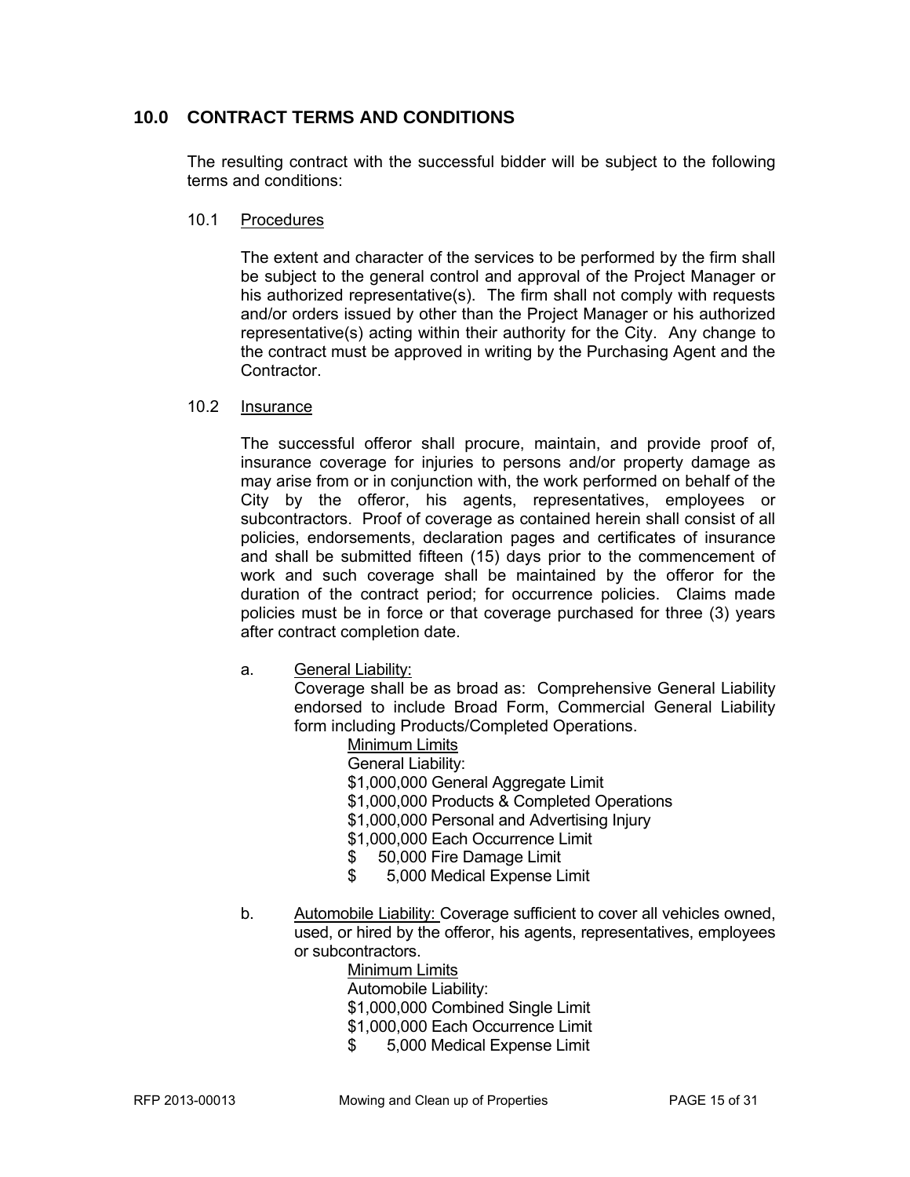## 10.0 CONTRACT TERMS AND CONDITIONS

The resulting contract with the successful bidder will be subject to the following terms and conditions:

### 10.1 Procedures

The extent and character of the services to be performed by the firm shall be subject to the general control and approval of the Project Manager or his authorized representative(s). The firm shall not comply with requests and/or orders issued by other than the Project Manager or his authorized representative(s) acting within their authority for the City. Any change to the contract must be approved in writing by the Purchasing Agent and the Contractor.

### 10.2 Insurance

The successful offeror shall procure, maintain, and provide proof of, insurance coverage for injuries to persons and/or property damage as may arise from or in conjunction with, the work performed on behalf of the City by the offeror, his agents, representatives, employees or subcontractors. Proof of coverage as contained herein shall consist of all policies, endorsements, declaration pages and certificates of insurance and shall be submitted fifteen (15) days prior to the commencement of work and such coverage shall be maintained by the offeror for the duration of the contract period; for occurrence policies. Claims made policies must be in force or that coverage purchased for three (3) years after contract completion date.

a. General Liability:
Coverage shall be as broad as: Comprehensive General Liability endorsed to include Broad Form, Commercial General Liability form including Products/Completed Operations.

Minimum Limits
General Liability:
$1,000,000 General Aggregate Limit
$1,000,000 Products & Completed Operations
$1,000,000 Personal and Advertising Injury
$1,000,000 Each Occurrence Limit
$ 50,000 Fire Damage Limit
$ 5,000 Medical Expense Limit

b. Automobile Liability: Coverage sufficient to cover all vehicles owned, used, or hired by the offeror, his agents, representatives, employees or subcontractors.

Minimum Limits
Automobile Liability:
$1,000,000 Combined Single Limit
$1,000,000 Each Occurrence Limit
$ 5,000 Medical Expense Limit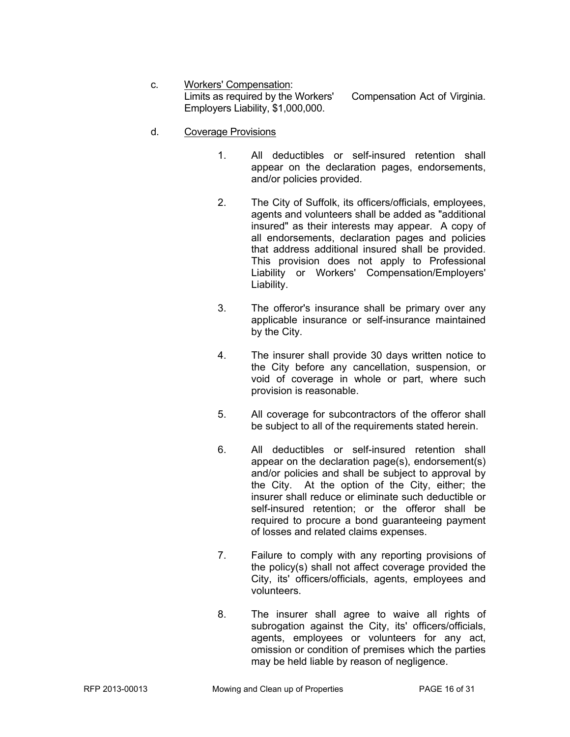c. <u>Workers' Compensation</u>:
   Limits as required by the Workers' Compensation Act of Virginia. Employers Liability, $1,000,000.

d. <u>Coverage Provisions</u>

   1. All deductibles or self-insured retention shall appear on the declaration pages, endorsements, and/or policies provided.

   2. The City of Suffolk, its officers/officials, employees, agents and volunteers shall be added as "additional insured" as their interests may appear. A copy of all endorsements, declaration pages and policies that address additional insured shall be provided. This provision does not apply to Professional Liability or Workers' Compensation/Employers' Liability.

   3. The offeror's insurance shall be primary over any applicable insurance or self-insurance maintained by the City.

   4. The insurer shall provide 30 days written notice to the City before any cancellation, suspension, or void of coverage in whole or part, where such provision is reasonable.

   5. All coverage for subcontractors of the offeror shall be subject to all of the requirements stated herein.

   6. All deductibles or self-insured retention shall appear on the declaration page(s), endorsement(s) and/or policies and shall be subject to approval by the City. At the option of the City, either; the insurer shall reduce or eliminate such deductible or self-insured retention; or the offeror shall be required to procure a bond guaranteeing payment of losses and related claims expenses.

   7. Failure to comply with any reporting provisions of the policy(s) shall not affect coverage provided the City, its' officers/officials, agents, employees and volunteers.

   8. The insurer shall agree to waive all rights of subrogation against the City, its' officers/officials, agents, employees or volunteers for any act, omission or condition of premises which the parties may be held liable by reason of negligence.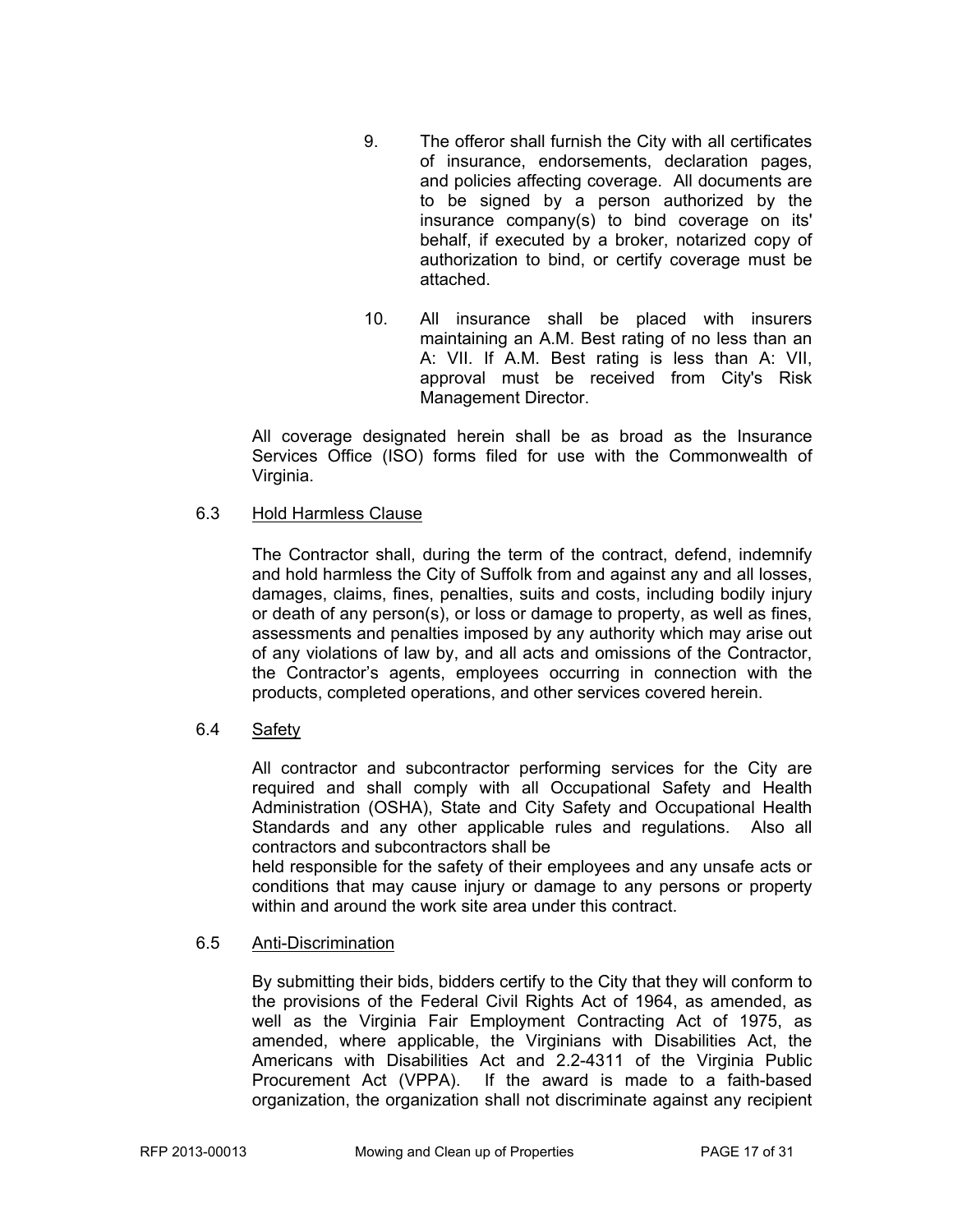9. The offeror shall furnish the City with all certificates of insurance, endorsements, declaration pages, and policies affecting coverage. All documents are to be signed by a person authorized by the insurance company(s) to bind coverage on its' behalf, if executed by a broker, notarized copy of authorization to bind, or certify coverage must be attached.

10. All insurance shall be placed with insurers maintaining an A.M. Best rating of no less than an A: VII. If A.M. Best rating is less than A: VII, approval must be received from City's Risk Management Director.

All coverage designated herein shall be as broad as the Insurance Services Office (ISO) forms filed for use with the Commonwealth of Virginia.

6.3 Hold Harmless Clause

The Contractor shall, during the term of the contract, defend, indemnify and hold harmless the City of Suffolk from and against any and all losses, damages, claims, fines, penalties, suits and costs, including bodily injury or death of any person(s), or loss or damage to property, as well as fines, assessments and penalties imposed by any authority which may arise out of any violations of law by, and all acts and omissions of the Contractor, the Contractor's agents, employees occurring in connection with the products, completed operations, and other services covered herein.

6.4 Safety

All contractor and subcontractor performing services for the City are required and shall comply with all Occupational Safety and Health Administration (OSHA), State and City Safety and Occupational Health Standards and any other applicable rules and regulations. Also all contractors and subcontractors shall be held responsible for the safety of their employees and any unsafe acts or conditions that may cause injury or damage to any persons or property within and around the work site area under this contract.

6.5 Anti-Discrimination

By submitting their bids, bidders certify to the City that they will conform to the provisions of the Federal Civil Rights Act of 1964, as amended, as well as the Virginia Fair Employment Contracting Act of 1975, as amended, where applicable, the Virginians with Disabilities Act, the Americans with Disabilities Act and 2.2-4311 of the Virginia Public Procurement Act (VPPA). If the award is made to a faith-based organization, the organization shall not discriminate against any recipient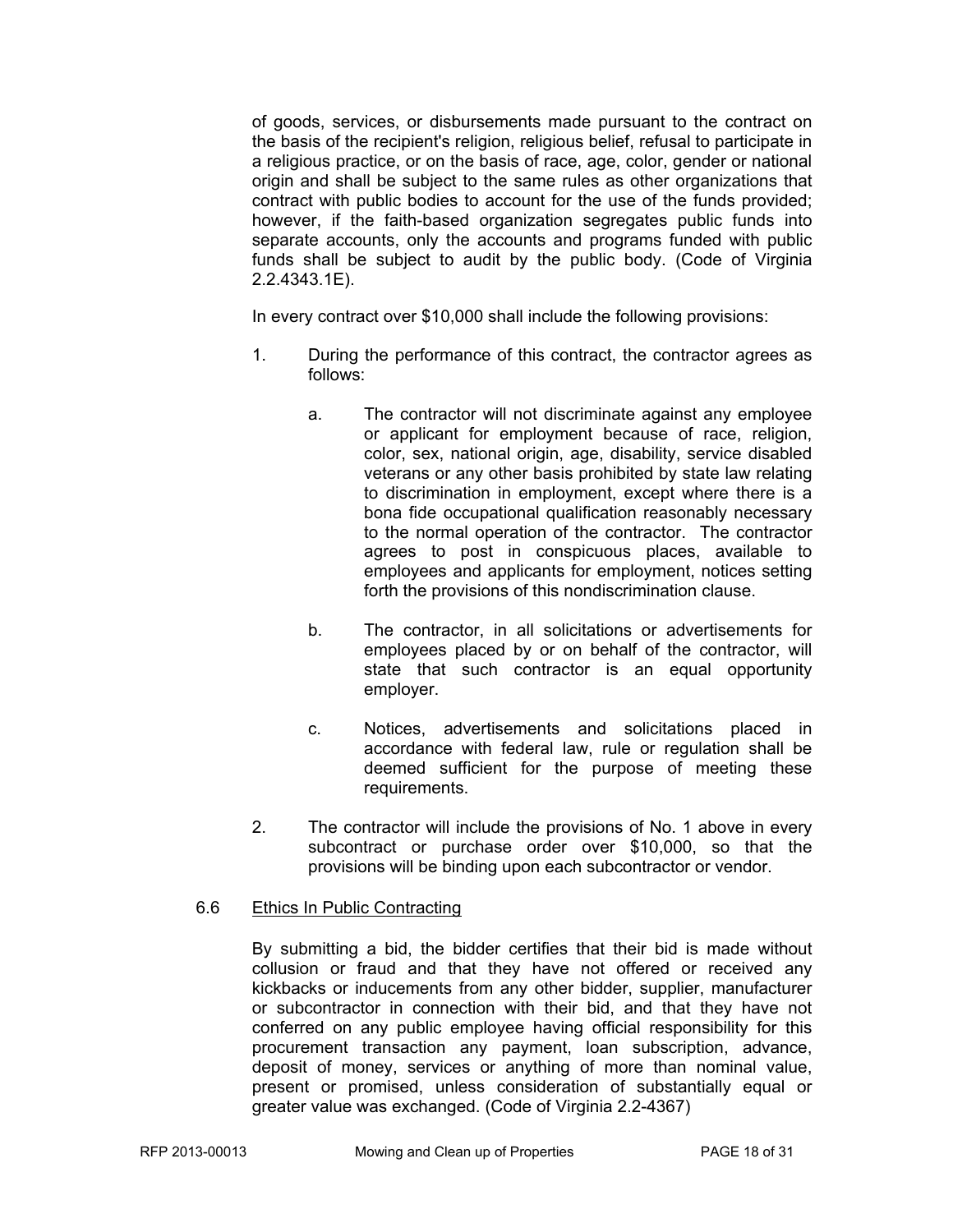of goods, services, or disbursements made pursuant to the contract on the basis of the recipient's religion, religious belief, refusal to participate in a religious practice, or on the basis of race, age, color, gender or national origin and shall be subject to the same rules as other organizations that contract with public bodies to account for the use of the funds provided; however, if the faith-based organization segregates public funds into separate accounts, only the accounts and programs funded with public funds shall be subject to audit by the public body. (Code of Virginia 2.2.4343.1E).

In every contract over $10,000 shall include the following provisions:

1. During the performance of this contract, the contractor agrees as follows:

   a. The contractor will not discriminate against any employee or applicant for employment because of race, religion, color, sex, national origin, age, disability, service disabled veterans or any other basis prohibited by state law relating to discrimination in employment, except where there is a bona fide occupational qualification reasonably necessary to the normal operation of the contractor. The contractor agrees to post in conspicuous places, available to employees and applicants for employment, notices setting forth the provisions of this nondiscrimination clause.

   b. The contractor, in all solicitations or advertisements for employees placed by or on behalf of the contractor, will state that such contractor is an equal opportunity employer.

   c. Notices, advertisements and solicitations placed in accordance with federal law, rule or regulation shall be deemed sufficient for the purpose of meeting these requirements.

2. The contractor will include the provisions of No. 1 above in every subcontract or purchase order over $10,000, so that the provisions will be binding upon each subcontractor or vendor.

### 6.6 Ethics In Public Contracting

By submitting a bid, the bidder certifies that their bid is made without collusion or fraud and that they have not offered or received any kickbacks or inducements from any other bidder, supplier, manufacturer or subcontractor in connection with their bid, and that they have not conferred on any public employee having official responsibility for this procurement transaction any payment, loan subscription, advance, deposit of money, services or anything of more than nominal value, present or promised, unless consideration of substantially equal or greater value was exchanged. (Code of Virginia 2.2-4367)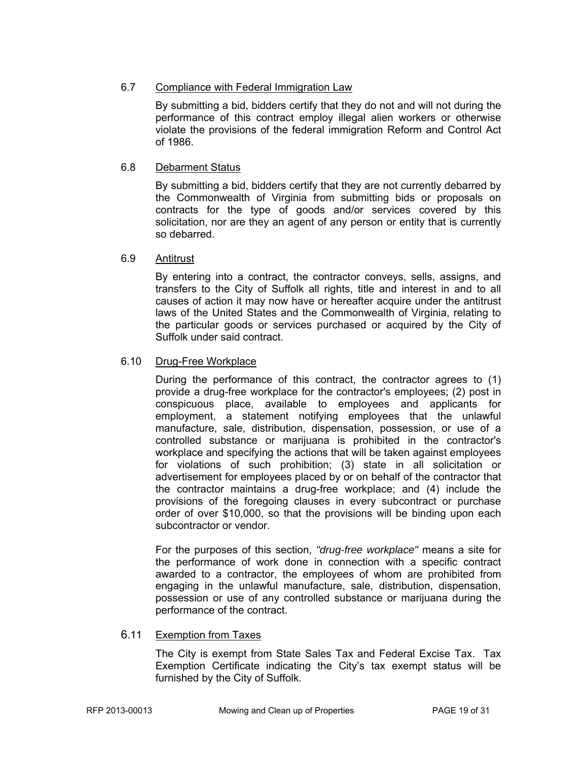### 6.7 Compliance with Federal Immigration Law

By submitting a bid, bidders certify that they do not and will not during the performance of this contract employ illegal alien workers or otherwise violate the provisions of the federal immigration Reform and Control Act of 1986.

### 6.8 Debarment Status

By submitting a bid, bidders certify that they are not currently debarred by the Commonwealth of Virginia from submitting bids or proposals on contracts for the type of goods and/or services covered by this solicitation, nor are they an agent of any person or entity that is currently so debarred.

### 6.9 Antitrust

By entering into a contract, the contractor conveys, sells, assigns, and transfers to the City of Suffolk all rights, title and interest in and to all causes of action it may now have or hereafter acquire under the antitrust laws of the United States and the Commonwealth of Virginia, relating to the particular goods or services purchased or acquired by the City of Suffolk under said contract.

### 6.10 Drug-Free Workplace

During the performance of this contract, the contractor agrees to (1) provide a drug-free workplace for the contractor's employees; (2) post in conspicuous place, available to employees and applicants for employment, a statement notifying employees that the unlawful manufacture, sale, distribution, dispensation, possession, or use of a controlled substance or marijuana is prohibited in the contractor's workplace and specifying the actions that will be taken against employees for violations of such prohibition; (3) state in all solicitation or advertisement for employees placed by or on behalf of the contractor that the contractor maintains a drug-free workplace; and (4) include the provisions of the foregoing clauses in every subcontract or purchase order of over $10,000, so that the provisions will be binding upon each subcontractor or vendor.

For the purposes of this section, *"drug-free workplace"* means a site for the performance of work done in connection with a specific contract awarded to a contractor, the employees of whom are prohibited from engaging in the unlawful manufacture, sale, distribution, dispensation, possession or use of any controlled substance or marijuana during the performance of the contract.

### 6.11 Exemption from Taxes

The City is exempt from State Sales Tax and Federal Excise Tax. Tax Exemption Certificate indicating the City's tax exempt status will be furnished by the City of Suffolk.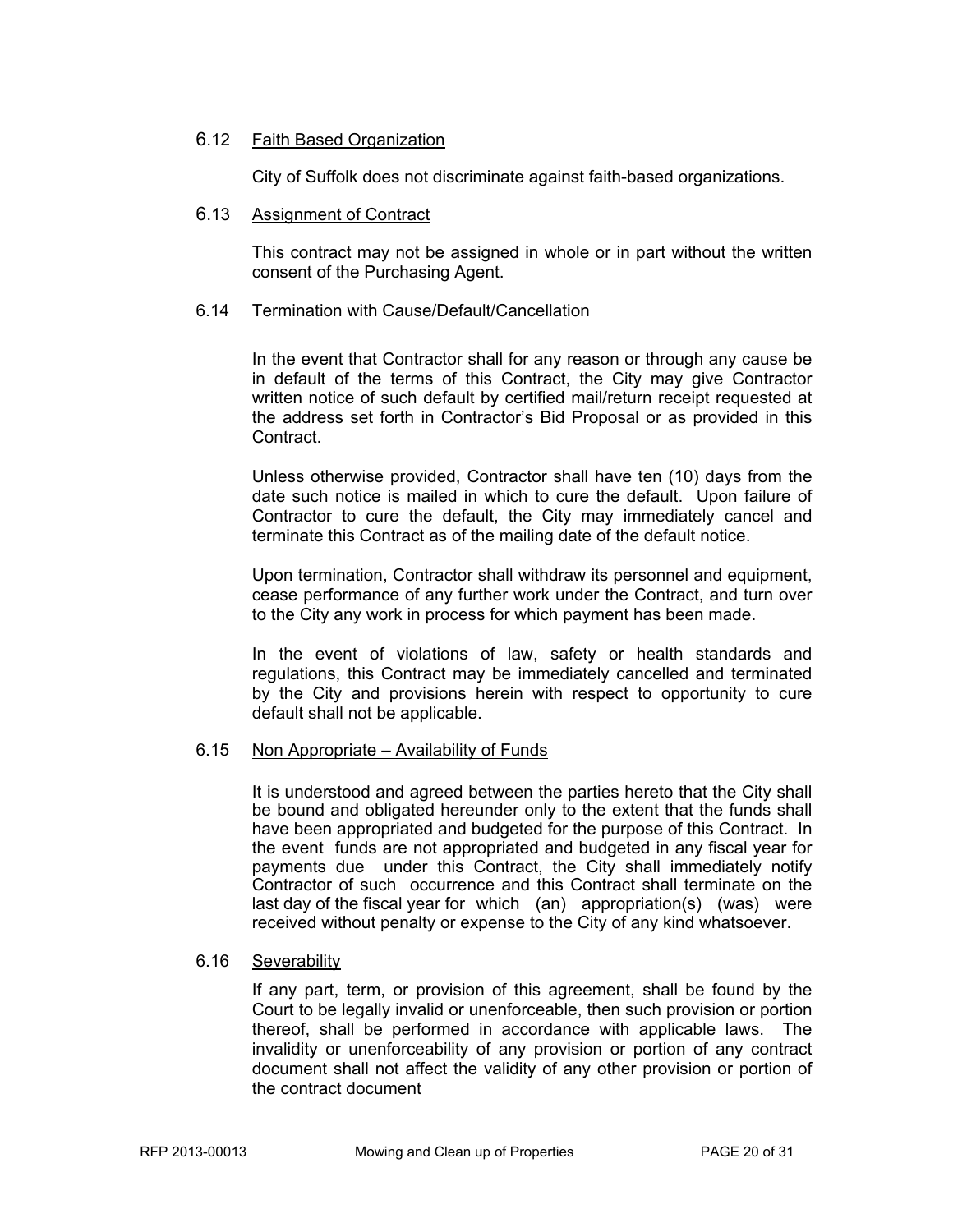### 6.12 Faith Based Organization

City of Suffolk does not discriminate against faith-based organizations.

### 6.13 Assignment of Contract

This contract may not be assigned in whole or in part without the written consent of the Purchasing Agent.

### 6.14 Termination with Cause/Default/Cancellation

In the event that Contractor shall for any reason or through any cause be in default of the terms of this Contract, the City may give Contractor written notice of such default by certified mail/return receipt requested at the address set forth in Contractor's Bid Proposal or as provided in this Contract.

Unless otherwise provided, Contractor shall have ten (10) days from the date such notice is mailed in which to cure the default. Upon failure of Contractor to cure the default, the City may immediately cancel and terminate this Contract as of the mailing date of the default notice.

Upon termination, Contractor shall withdraw its personnel and equipment, cease performance of any further work under the Contract, and turn over to the City any work in process for which payment has been made.

In the event of violations of law, safety or health standards and regulations, this Contract may be immediately cancelled and terminated by the City and provisions herein with respect to opportunity to cure default shall not be applicable.

### 6.15 Non Appropriate – Availability of Funds

It is understood and agreed between the parties hereto that the City shall be bound and obligated hereunder only to the extent that the funds shall have been appropriated and budgeted for the purpose of this Contract. In the event funds are not appropriated and budgeted in any fiscal year for payments due under this Contract, the City shall immediately notify Contractor of such occurrence and this Contract shall terminate on the last day of the fiscal year for which (an) appropriation(s) (was) were received without penalty or expense to the City of any kind whatsoever.

### 6.16 Severability

If any part, term, or provision of this agreement, shall be found by the Court to be legally invalid or unenforceable, then such provision or portion thereof, shall be performed in accordance with applicable laws. The invalidity or unenforceability of any provision or portion of any contract document shall not affect the validity of any other provision or portion of the contract document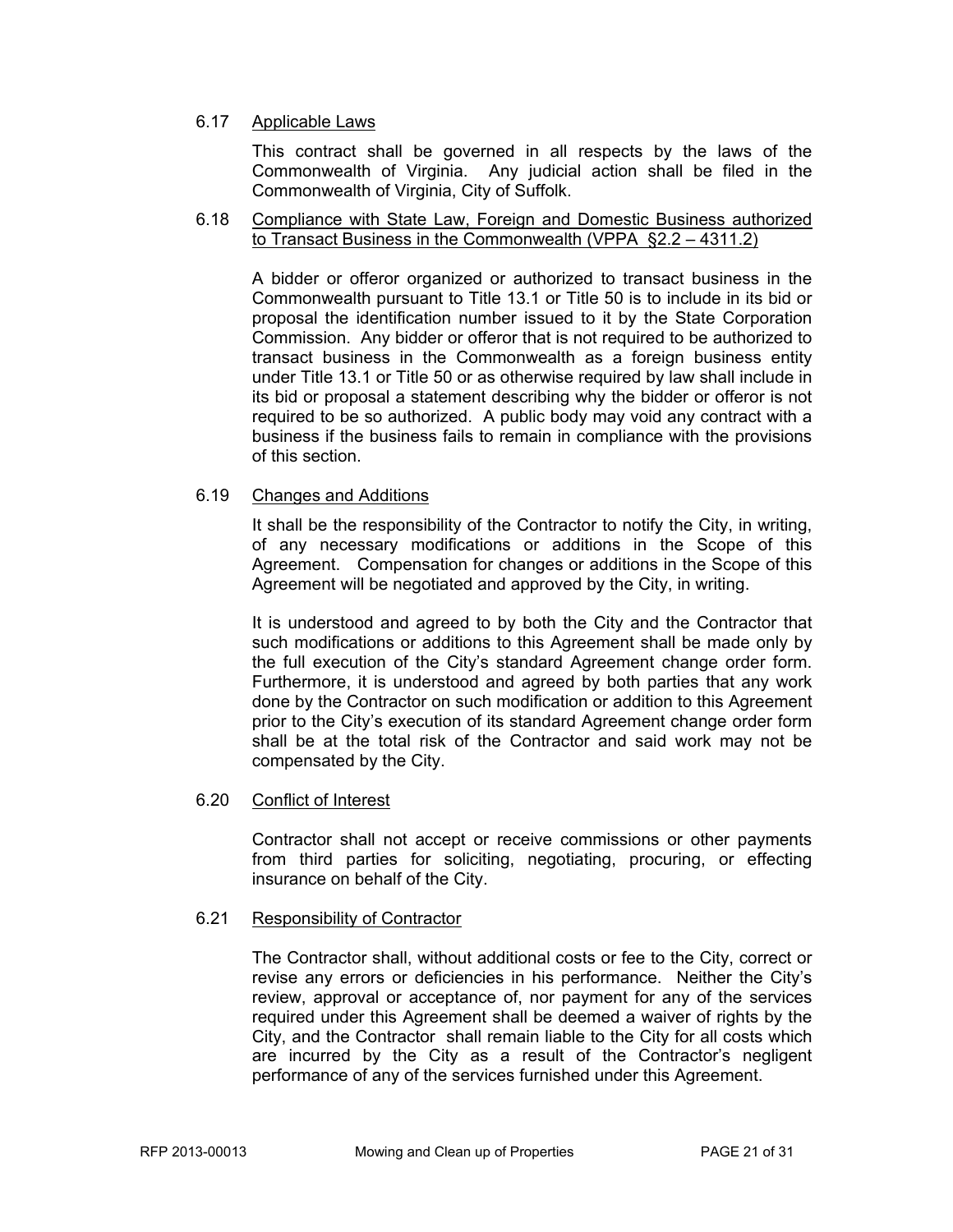6.17 Applicable Laws

This contract shall be governed in all respects by the laws of the Commonwealth of Virginia. Any judicial action shall be filed in the Commonwealth of Virginia, City of Suffolk.

6.18 Compliance with State Law, Foreign and Domestic Business authorized to Transact Business in the Commonwealth (VPPA §2.2 – 4311.2)

A bidder or offeror organized or authorized to transact business in the Commonwealth pursuant to Title 13.1 or Title 50 is to include in its bid or proposal the identification number issued to it by the State Corporation Commission. Any bidder or offeror that is not required to be authorized to transact business in the Commonwealth as a foreign business entity under Title 13.1 or Title 50 or as otherwise required by law shall include in its bid or proposal a statement describing why the bidder or offeror is not required to be so authorized. A public body may void any contract with a business if the business fails to remain in compliance with the provisions of this section.

6.19 Changes and Additions

It shall be the responsibility of the Contractor to notify the City, in writing, of any necessary modifications or additions in the Scope of this Agreement. Compensation for changes or additions in the Scope of this Agreement will be negotiated and approved by the City, in writing.

It is understood and agreed to by both the City and the Contractor that such modifications or additions to this Agreement shall be made only by the full execution of the City's standard Agreement change order form. Furthermore, it is understood and agreed by both parties that any work done by the Contractor on such modification or addition to this Agreement prior to the City's execution of its standard Agreement change order form shall be at the total risk of the Contractor and said work may not be compensated by the City.

6.20 Conflict of Interest

Contractor shall not accept or receive commissions or other payments from third parties for soliciting, negotiating, procuring, or effecting insurance on behalf of the City.

6.21 Responsibility of Contractor

The Contractor shall, without additional costs or fee to the City, correct or revise any errors or deficiencies in his performance. Neither the City's review, approval or acceptance of, nor payment for any of the services required under this Agreement shall be deemed a waiver of rights by the City, and the Contractor shall remain liable to the City for all costs which are incurred by the City as a result of the Contractor's negligent performance of any of the services furnished under this Agreement.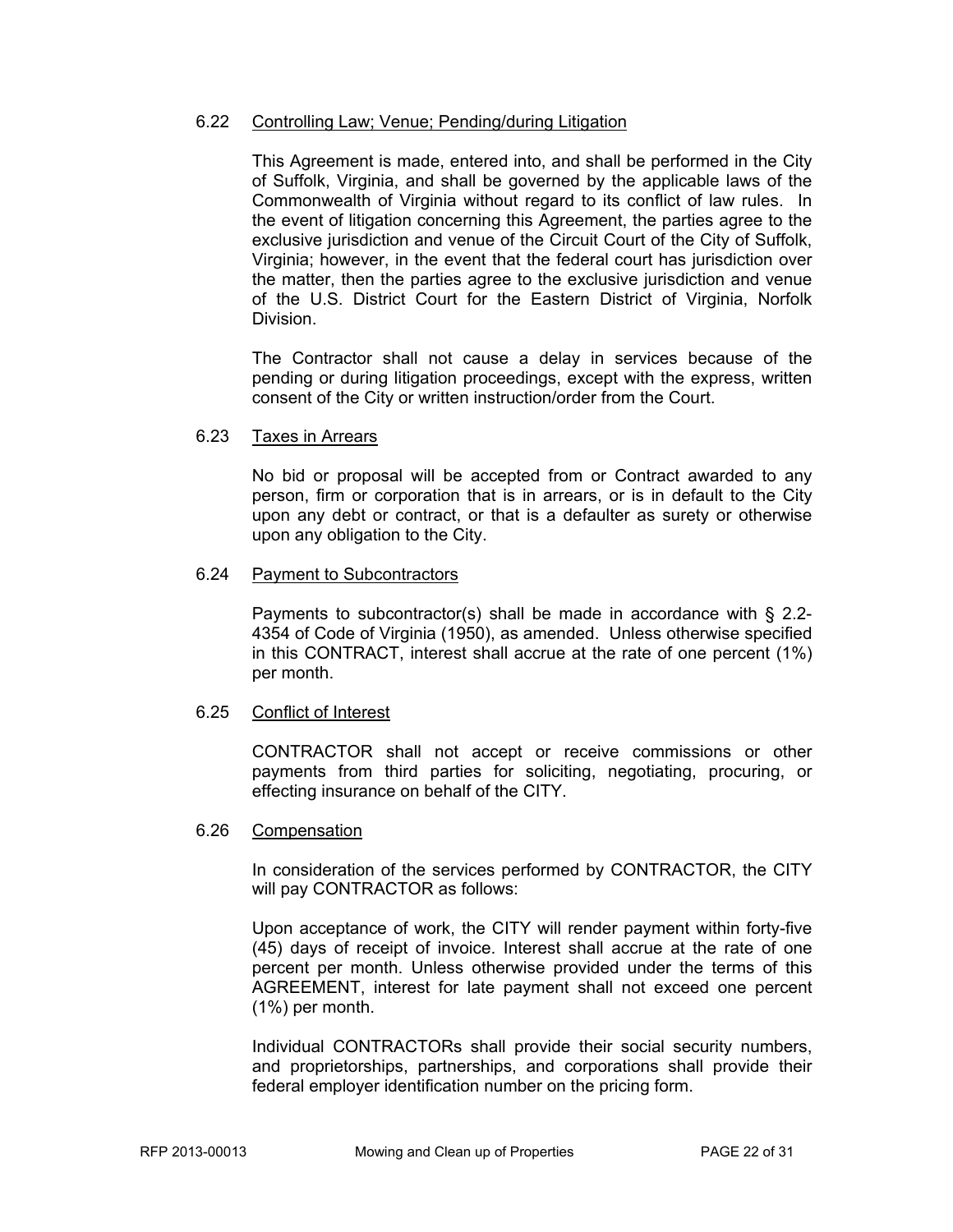### 6.22 Controlling Law; Venue; Pending/during Litigation

This Agreement is made, entered into, and shall be performed in the City of Suffolk, Virginia, and shall be governed by the applicable laws of the Commonwealth of Virginia without regard to its conflict of law rules. In the event of litigation concerning this Agreement, the parties agree to the exclusive jurisdiction and venue of the Circuit Court of the City of Suffolk, Virginia; however, in the event that the federal court has jurisdiction over the matter, then the parties agree to the exclusive jurisdiction and venue of the U.S. District Court for the Eastern District of Virginia, Norfolk Division.

The Contractor shall not cause a delay in services because of the pending or during litigation proceedings, except with the express, written consent of the City or written instruction/order from the Court.

### 6.23 Taxes in Arrears

No bid or proposal will be accepted from or Contract awarded to any person, firm or corporation that is in arrears, or is in default to the City upon any debt or contract, or that is a defaulter as surety or otherwise upon any obligation to the City.

### 6.24 Payment to Subcontractors

Payments to subcontractor(s) shall be made in accordance with § 2.2-4354 of Code of Virginia (1950), as amended. Unless otherwise specified in this CONTRACT, interest shall accrue at the rate of one percent (1%) per month.

### 6.25 Conflict of Interest

CONTRACTOR shall not accept or receive commissions or other payments from third parties for soliciting, negotiating, procuring, or effecting insurance on behalf of the CITY.

### 6.26 Compensation

In consideration of the services performed by CONTRACTOR, the CITY will pay CONTRACTOR as follows:

Upon acceptance of work, the CITY will render payment within forty-five (45) days of receipt of invoice. Interest shall accrue at the rate of one percent per month. Unless otherwise provided under the terms of this AGREEMENT, interest for late payment shall not exceed one percent (1%) per month.

Individual CONTRACTORs shall provide their social security numbers, and proprietorships, partnerships, and corporations shall provide their federal employer identification number on the pricing form.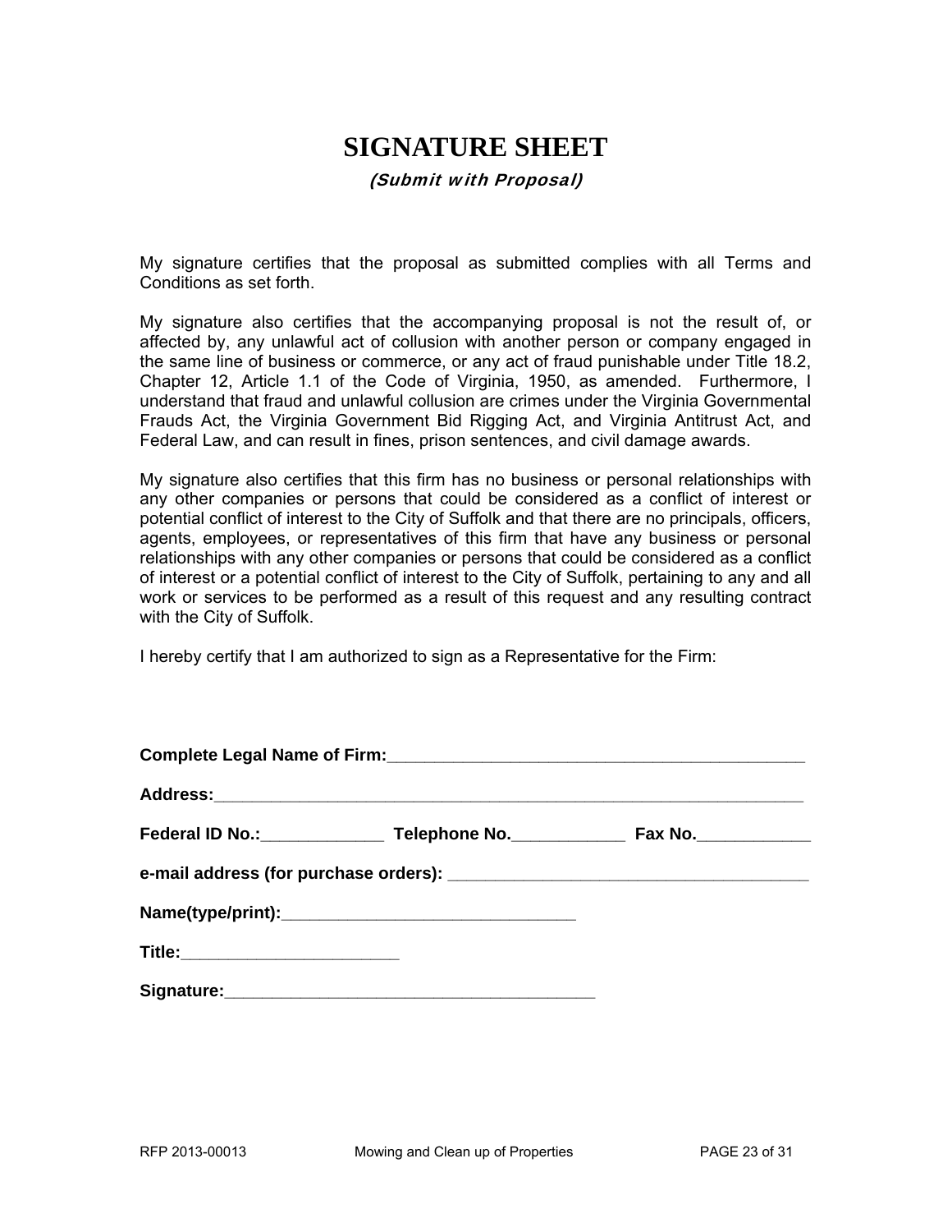# SIGNATURE SHEET

***(Submit with Proposal)***

My signature certifies that the proposal as submitted complies with all Terms and Conditions as set forth.

My signature also certifies that the accompanying proposal is not the result of, or affected by, any unlawful act of collusion with another person or company engaged in the same line of business or commerce, or any act of fraud punishable under Title 18.2, Chapter 12, Article 1.1 of the Code of Virginia, 1950, as amended. Furthermore, I understand that fraud and unlawful collusion are crimes under the Virginia Governmental Frauds Act, the Virginia Government Bid Rigging Act, and Virginia Antitrust Act, and Federal Law, and can result in fines, prison sentences, and civil damage awards.

My signature also certifies that this firm has no business or personal relationships with any other companies or persons that could be considered as a conflict of interest or potential conflict of interest to the City of Suffolk and that there are no principals, officers, agents, employees, or representatives of this firm that have any business or personal relationships with any other companies or persons that could be considered as a conflict of interest or a potential conflict of interest to the City of Suffolk, pertaining to any and all work or services to be performed as a result of this request and any resulting contract with the City of Suffolk.

I hereby certify that I am authorized to sign as a Representative for the Firm:

**Complete Legal Name of Firm:**_______________________________________________

**Address:**_________________________________________________________________

**Federal ID No.:**_____________ **Telephone No.**____________ **Fax No.**____________

**e-mail address (for purchase orders):** ______________________________________

**Name(type/print):**________________________________

**Title:**________________________

**Signature:**________________________________________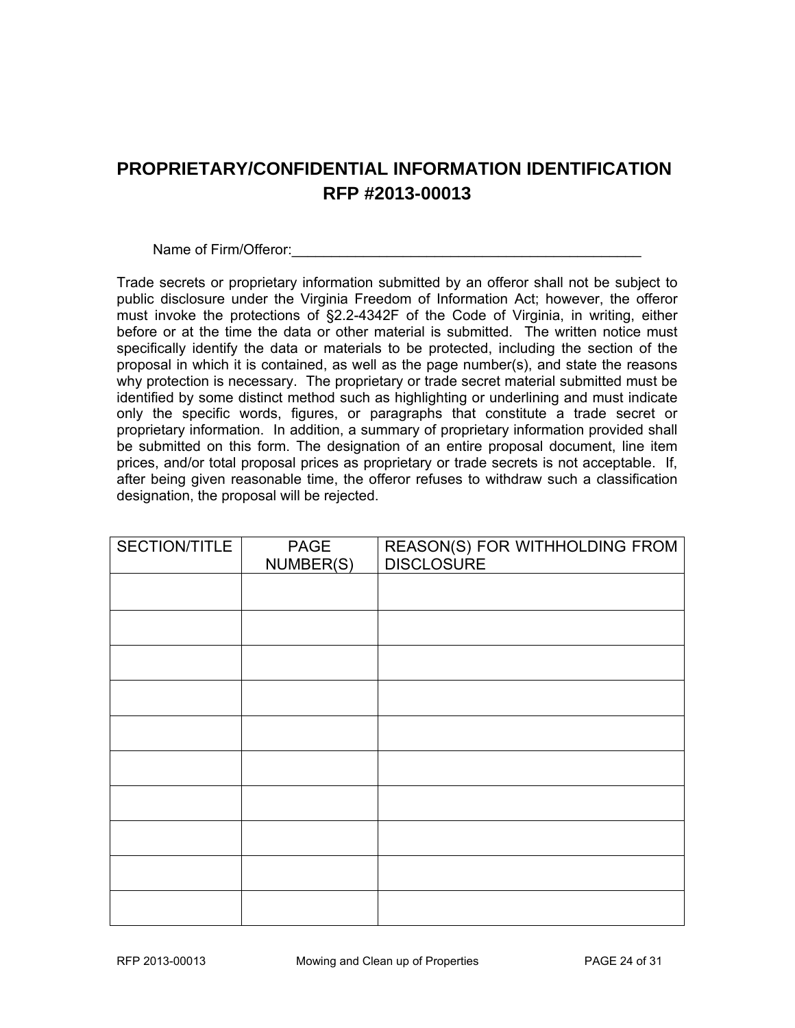# PROPRIETARY/CONFIDENTIAL INFORMATION IDENTIFICATION RFP #2013-00013

Name of Firm/Offeror:_____________________________________________

Trade secrets or proprietary information submitted by an offeror shall not be subject to public disclosure under the Virginia Freedom of Information Act; however, the offeror must invoke the protections of §2.2-4342F of the Code of Virginia, in writing, either before or at the time the data or other material is submitted. The written notice must specifically identify the data or materials to be protected, including the section of the proposal in which it is contained, as well as the page number(s), and state the reasons why protection is necessary. The proprietary or trade secret material submitted must be identified by some distinct method such as highlighting or underlining and must indicate only the specific words, figures, or paragraphs that constitute a trade secret or proprietary information. In addition, a summary of proprietary information provided shall be submitted on this form. The designation of an entire proposal document, line item prices, and/or total proposal prices as proprietary or trade secrets is not acceptable. If, after being given reasonable time, the offeror refuses to withdraw such a classification designation, the proposal will be rejected.

| SECTION/TITLE | PAGE NUMBER(S) | REASON(S) FOR WITHHOLDING FROM DISCLOSURE |
| --- | --- | --- |
| | | |
| | | |
| | | |
| | | |
| | | |
| | | |
| | | |
| | | |
| | | |
| | | |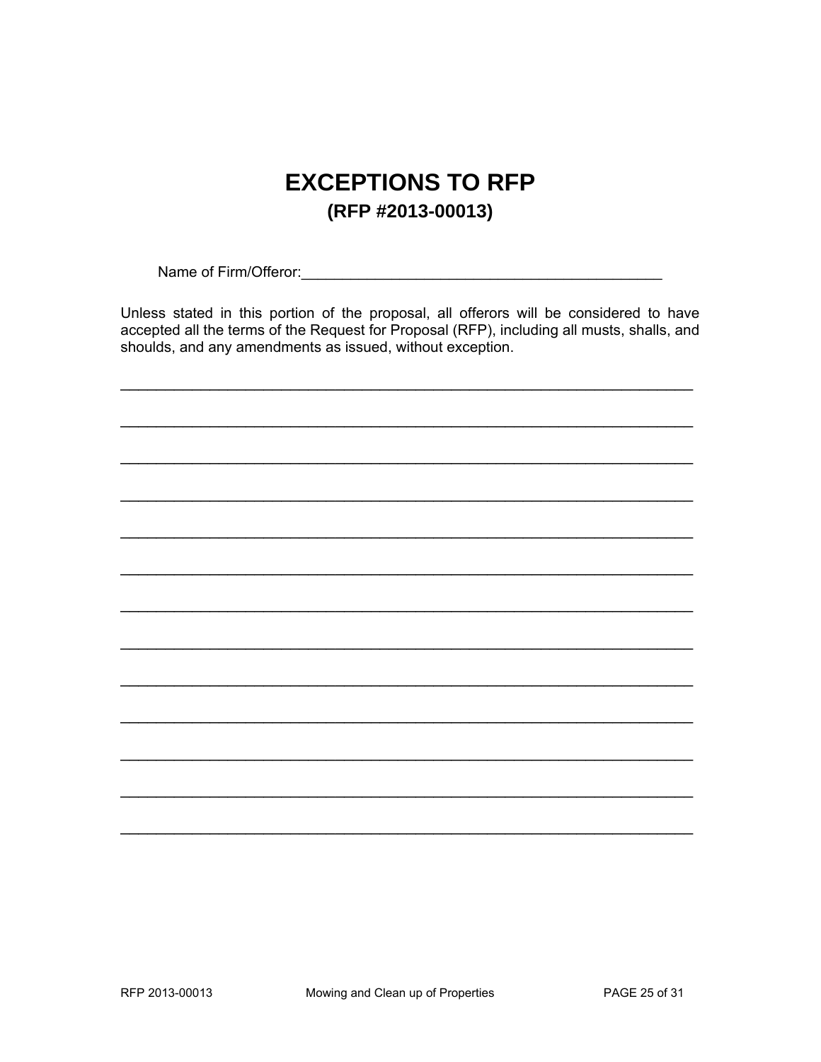# EXCEPTIONS TO RFP

## (RFP #2013-00013)

Name of Firm/Offeror:_____________________________________________

Unless stated in this portion of the proposal, all offerors will be considered to have accepted all the terms of the Request for Proposal (RFP), including all musts, shalls, and shoulds, and any amendments as issued, without exception.

_________________________________________________________________________

_________________________________________________________________________

_________________________________________________________________________

_________________________________________________________________________

_________________________________________________________________________

_________________________________________________________________________

_________________________________________________________________________

_________________________________________________________________________

_________________________________________________________________________

_________________________________________________________________________

_________________________________________________________________________

_________________________________________________________________________

_________________________________________________________________________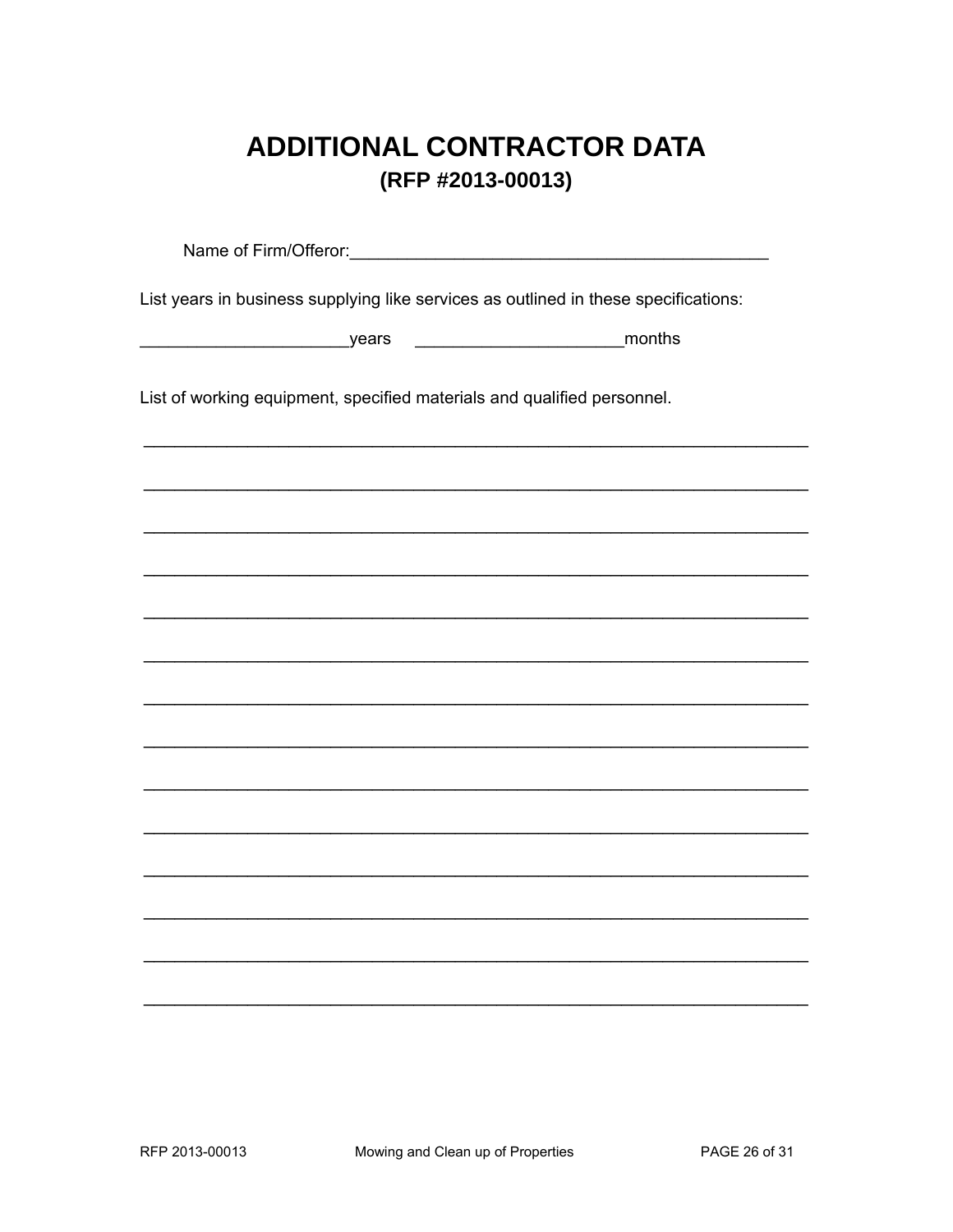# ADDITIONAL CONTRACTOR DATA

## (RFP #2013-00013)

Name of Firm/Offeror:_____________________________________________

List years in business supplying like services as outlined in these specifications:

______________________years ______________________months

List of working equipment, specified materials and qualified personnel.

_______________________________________________________________________

_______________________________________________________________________

_______________________________________________________________________

_______________________________________________________________________

_______________________________________________________________________

_______________________________________________________________________

_______________________________________________________________________

_______________________________________________________________________

_______________________________________________________________________

_______________________________________________________________________

_______________________________________________________________________

_______________________________________________________________________

_______________________________________________________________________

_______________________________________________________________________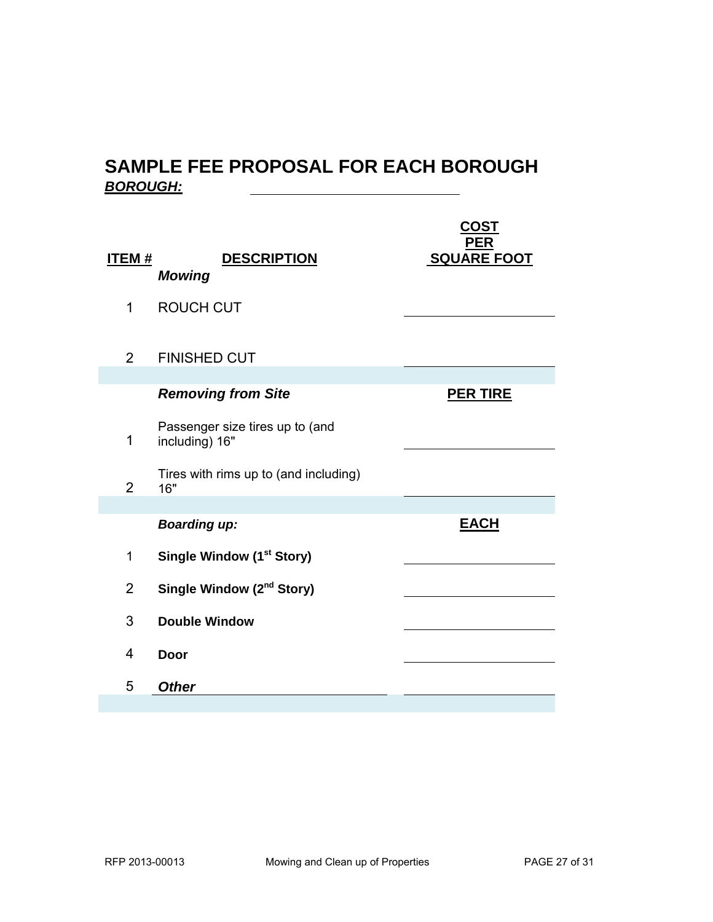# SAMPLE FEE PROPOSAL FOR EACH BOROUGH

***BOROUGH:*** ______________________________

| ITEM # | DESCRIPTION | COST PER SQUARE FOOT |
|---|---|---|
| | ***Mowing*** | |
| 1 | ROUCH CUT | ____________ |
| 2 | FINISHED CUT | ____________ |
| | ***Removing from Site*** | **PER TIRE** |
| 1 | Passenger size tires up to (and including) 16" | ____________ |
| 2 | Tires with rims up to (and including) 16" | ____________ |
| | ***Boarding up:*** | **EACH** |
| 1 | **Single Window (1st Story)** | ____________ |
| 2 | **Single Window (2nd Story)** | ____________ |
| 3 | **Double Window** | ____________ |
| 4 | **Door** | ____________ |
| 5 | ***Other*** ____________ | ____________ |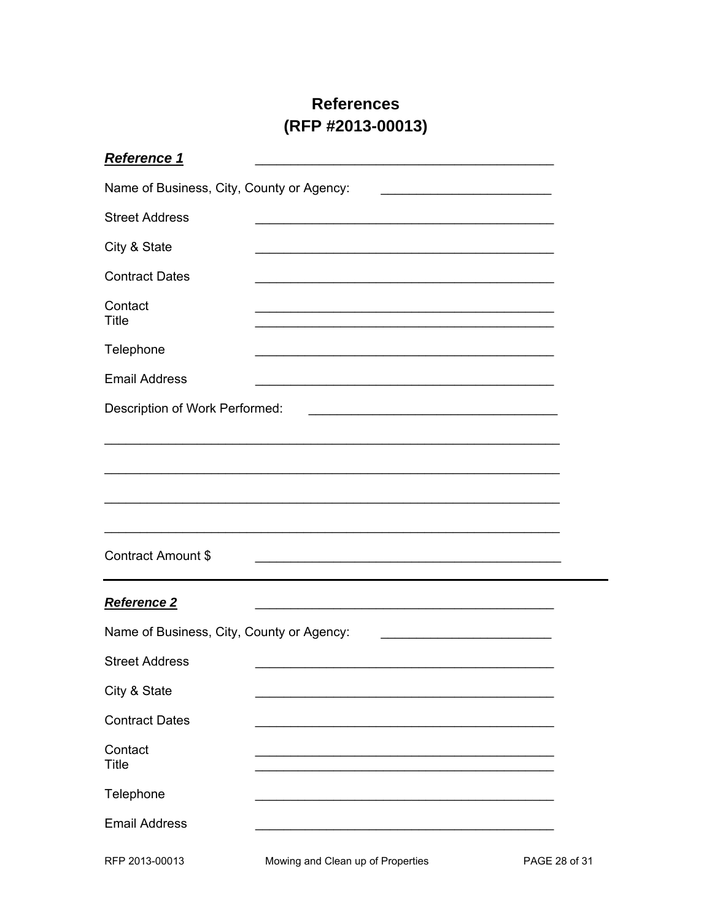# References
# (RFP #2013-00013)

***Reference 1*** ________________________________________

Name of Business, City, County or Agency: ________________________

Street Address ________________________________________

City & State ________________________________________

Contract Dates ________________________________________

Contact ________________________________________
Title ________________________________________

Telephone ________________________________________

Email Address ________________________________________

Description of Work Performed: ________________________________

____________________________________________________________

____________________________________________________________

____________________________________________________________

____________________________________________________________

Contract Amount $ ________________________________________

---

***Reference 2*** ________________________________________

Name of Business, City, County or Agency: ________________________

Street Address ________________________________________

City & State ________________________________________

Contract Dates ________________________________________

Contact ________________________________________
Title ________________________________________

Telephone ________________________________________

Email Address ________________________________________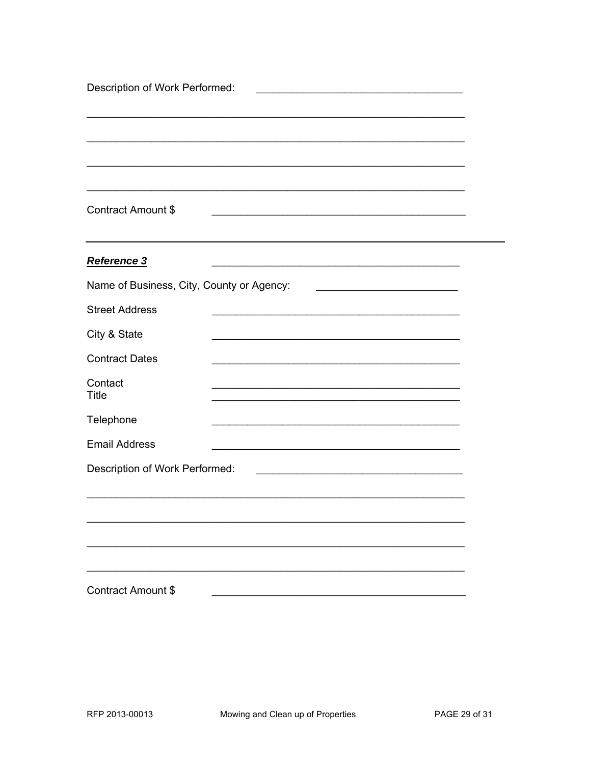Description of Work Performed: ___________________________________

_______________________________________________________________

_______________________________________________________________

_______________________________________________________________

_______________________________________________________________

Contract Amount $ __________________________________________

---

***Reference 3*** __________________________________________

Name of Business, City, County or Agency: ________________________

Street Address __________________________________________

City & State __________________________________________

Contract Dates __________________________________________

Contact __________________________________________
Title __________________________________________

Telephone __________________________________________

Email Address __________________________________________

Description of Work Performed: ___________________________________

_______________________________________________________________

_______________________________________________________________

_______________________________________________________________

_______________________________________________________________

Contract Amount $ __________________________________________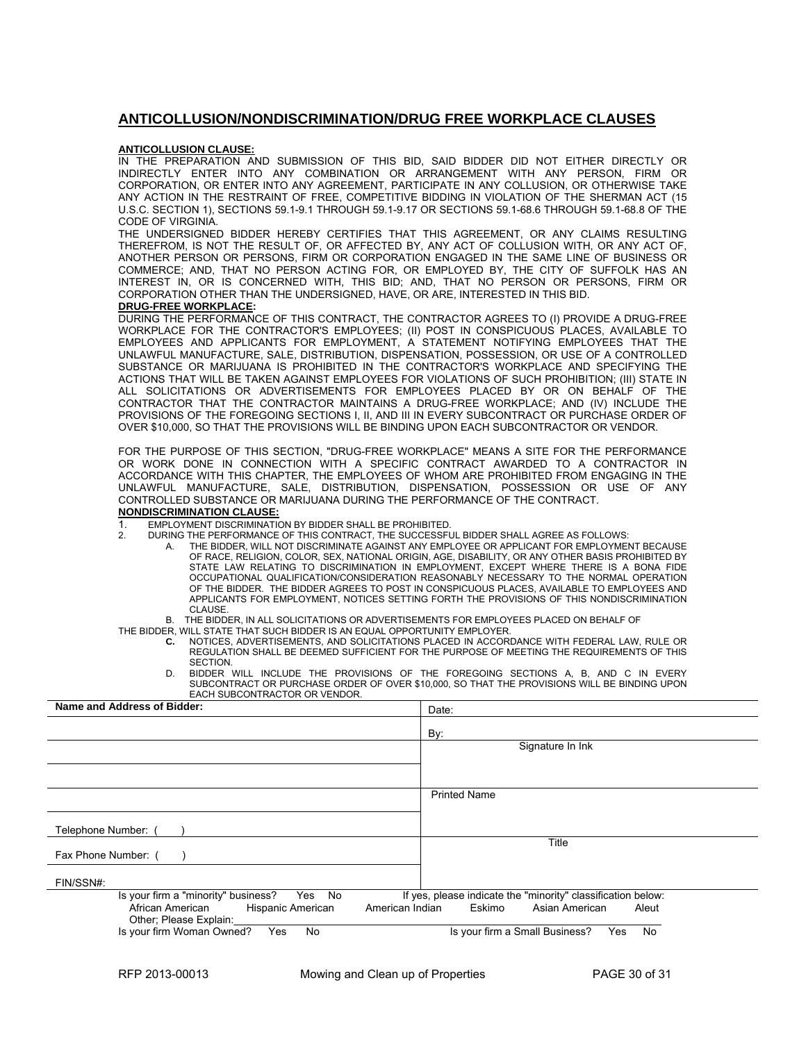## ANTICOLLUSION/NONDISCRIMINATION/DRUG FREE WORKPLACE CLAUSES

**ANTICOLLUSION CLAUSE:**

IN THE PREPARATION AND SUBMISSION OF THIS BID, SAID BIDDER DID NOT EITHER DIRECTLY OR INDIRECTLY ENTER INTO ANY COMBINATION OR ARRANGEMENT WITH ANY PERSON, FIRM OR CORPORATION, OR ENTER INTO ANY AGREEMENT, PARTICIPATE IN ANY COLLUSION, OR OTHERWISE TAKE ANY ACTION IN THE RESTRAINT OF FREE, COMPETITIVE BIDDING IN VIOLATION OF THE SHERMAN ACT (15 U.S.C. SECTION 1), SECTIONS 59.1-9.1 THROUGH 59.1-9.17 OR SECTIONS 59.1-68.6 THROUGH 59.1-68.8 OF THE CODE OF VIRGINIA.

THE UNDERSIGNED BIDDER HEREBY CERTIFIES THAT THIS AGREEMENT, OR ANY CLAIMS RESULTING THEREFROM, IS NOT THE RESULT OF, OR AFFECTED BY, ANY ACT OF COLLUSION WITH, OR ANY ACT OF, ANOTHER PERSON OR PERSONS, FIRM OR CORPORATION ENGAGED IN THE SAME LINE OF BUSINESS OR COMMERCE; AND, THAT NO PERSON ACTING FOR, OR EMPLOYED BY, THE CITY OF SUFFOLK HAS AN INTEREST IN, OR IS CONCERNED WITH, THIS BID; AND, THAT NO PERSON OR PERSONS, FIRM OR CORPORATION OTHER THAN THE UNDERSIGNED, HAVE, OR ARE, INTERESTED IN THIS BID.

**DRUG-FREE WORKPLACE:**

DURING THE PERFORMANCE OF THIS CONTRACT, THE CONTRACTOR AGREES TO (I) PROVIDE A DRUG-FREE WORKPLACE FOR THE CONTRACTOR'S EMPLOYEES; (II) POST IN CONSPICUOUS PLACES, AVAILABLE TO EMPLOYEES AND APPLICANTS FOR EMPLOYMENT, A STATEMENT NOTIFYING EMPLOYEES THAT THE UNLAWFUL MANUFACTURE, SALE, DISTRIBUTION, DISPENSATION, POSSESSION, OR USE OF A CONTROLLED SUBSTANCE OR MARIJUANA IS PROHIBITED IN THE CONTRACTOR'S WORKPLACE AND SPECIFYING THE ACTIONS THAT WILL BE TAKEN AGAINST EMPLOYEES FOR VIOLATIONS OF SUCH PROHIBITION; (III) STATE IN ALL SOLICITATIONS OR ADVERTISEMENTS FOR EMPLOYEES PLACED BY OR ON BEHALF OF THE CONTRACTOR THAT THE CONTRACTOR MAINTAINS A DRUG-FREE WORKPLACE; AND (IV) INCLUDE THE PROVISIONS OF THE FOREGOING SECTIONS I, II, AND III IN EVERY SUBCONTRACT OR PURCHASE ORDER OF OVER $10,000, SO THAT THE PROVISIONS WILL BE BINDING UPON EACH SUBCONTRACTOR OR VENDOR.

FOR THE PURPOSE OF THIS SECTION, "DRUG-FREE WORKPLACE" MEANS A SITE FOR THE PERFORMANCE OR WORK DONE IN CONNECTION WITH A SPECIFIC CONTRACT AWARDED TO A CONTRACTOR IN ACCORDANCE WITH THIS CHAPTER, THE EMPLOYEES OF WHOM ARE PROHIBITED FROM ENGAGING IN THE UNLAWFUL MANUFACTURE, SALE, DISTRIBUTION, DISPENSATION, POSSESSION OR USE OF ANY CONTROLLED SUBSTANCE OR MARIJUANA DURING THE PERFORMANCE OF THE CONTRACT.

**NONDISCRIMINATION CLAUSE:**

1. EMPLOYMENT DISCRIMINATION BY BIDDER SHALL BE PROHIBITED.
2. DURING THE PERFORMANCE OF THIS CONTRACT, THE SUCCESSFUL BIDDER SHALL AGREE AS FOLLOWS:
   - A. THE BIDDER, WILL NOT DISCRIMINATE AGAINST ANY EMPLOYEE OR APPLICANT FOR EMPLOYMENT BECAUSE OF RACE, RELIGION, COLOR, SEX, NATIONAL ORIGIN, AGE, DISABILITY, OR ANY OTHER BASIS PROHIBITED BY STATE LAW RELATING TO DISCRIMINATION IN EMPLOYMENT, EXCEPT WHERE THERE IS A BONA FIDE OCCUPATIONAL QUALIFICATION/CONSIDERATION REASONABLY NECESSARY TO THE NORMAL OPERATION OF THE BIDDER. THE BIDDER AGREES TO POST IN CONSPICUOUS PLACES, AVAILABLE TO EMPLOYEES AND APPLICANTS FOR EMPLOYMENT, NOTICES SETTING FORTH THE PROVISIONS OF THIS NONDISCRIMINATION CLAUSE.
   - B. THE BIDDER, IN ALL SOLICITATIONS OR ADVERTISEMENTS FOR EMPLOYEES PLACED ON BEHALF OF THE BIDDER, WILL STATE THAT SUCH BIDDER IS AN EQUAL OPPORTUNITY EMPLOYER.
   - **C.** NOTICES, ADVERTISEMENTS, AND SOLICITATIONS PLACED IN ACCORDANCE WITH FEDERAL LAW, RULE OR REGULATION SHALL BE DEEMED SUFFICIENT FOR THE PURPOSE OF MEETING THE REQUIREMENTS OF THIS SECTION.
   - D. BIDDER WILL INCLUDE THE PROVISIONS OF THE FOREGOING SECTIONS A, B, AND C IN EVERY SUBCONTRACT OR PURCHASE ORDER OF OVER $10,000, SO THAT THE PROVISIONS WILL BE BINDING UPON EACH SUBCONTRACTOR OR VENDOR.

| **Name and Address of Bidder:** | Date: |
|---|---|
| | By: |
| | Signature In Ink |
| | |
| | Printed Name |
| Telephone Number: ( ) | |
| Fax Phone Number: ( ) | Title |
| FIN/SSN#: | |

Is your firm a "minority" business? Yes No — If yes, please indicate the "minority" classification below:

African American  Hispanic American  American Indian  Eskimo  Asian American  Aleut

Other; Please Explain: \_\_\_\_\_\_\_\_\_\_

Is your firm Woman Owned? Yes No — Is your firm a Small Business? Yes No

RFP 2013-00013 Mowing and Clean up of Properties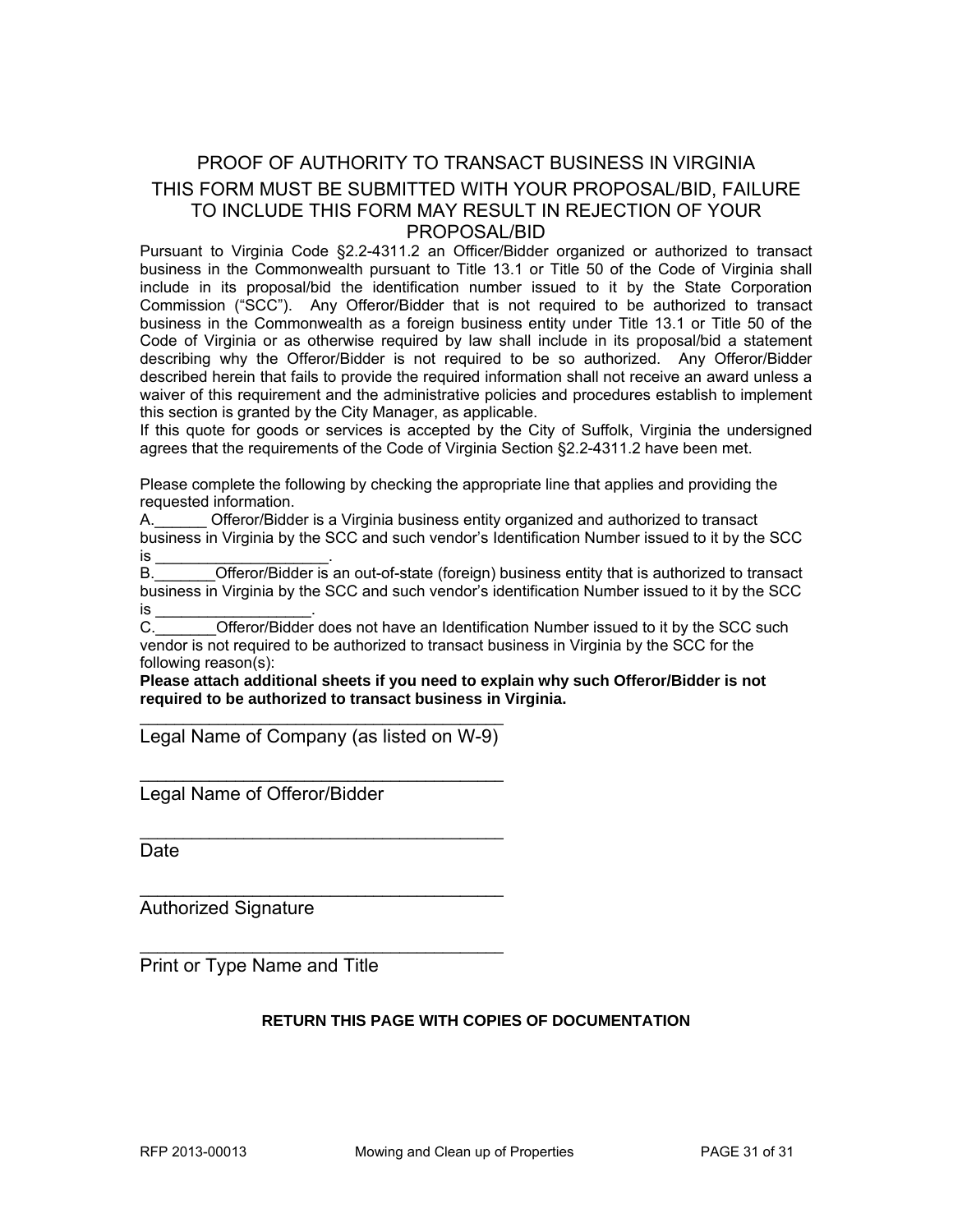# PROOF OF AUTHORITY TO TRANSACT BUSINESS IN VIRGINIA

## THIS FORM MUST BE SUBMITTED WITH YOUR PROPOSAL/BID, FAILURE TO INCLUDE THIS FORM MAY RESULT IN REJECTION OF YOUR PROPOSAL/BID

Pursuant to Virginia Code §2.2-4311.2 an Officer/Bidder organized or authorized to transact business in the Commonwealth pursuant to Title 13.1 or Title 50 of the Code of Virginia shall include in its proposal/bid the identification number issued to it by the State Corporation Commission ("SCC"). Any Offeror/Bidder that is not required to be authorized to transact business in the Commonwealth as a foreign business entity under Title 13.1 or Title 50 of the Code of Virginia or as otherwise required by law shall include in its proposal/bid a statement describing why the Offeror/Bidder is not required to be so authorized. Any Offeror/Bidder described herein that fails to provide the required information shall not receive an award unless a waiver of this requirement and the administrative policies and procedures establish to implement this section is granted by the City Manager, as applicable.

If this quote for goods or services is accepted by the City of Suffolk, Virginia the undersigned agrees that the requirements of the Code of Virginia Section §2.2-4311.2 have been met.

Please complete the following by checking the appropriate line that applies and providing the requested information.

A.______ Offeror/Bidder is a Virginia business entity organized and authorized to transact business in Virginia by the SCC and such vendor's Identification Number issued to it by the SCC is ____________________.

B._______Offeror/Bidder is an out-of-state (foreign) business entity that is authorized to transact business in Virginia by the SCC and such vendor's identification Number issued to it by the SCC is __________________.

C._______Offeror/Bidder does not have an Identification Number issued to it by the SCC such vendor is not required to be authorized to transact business in Virginia by the SCC for the following reason(s):

**Please attach additional sheets if you need to explain why such Offeror/Bidder is not required to be authorized to transact business in Virginia.**

______________________________________
Legal Name of Company (as listed on W-9)

______________________________________
Legal Name of Offeror/Bidder

______________________________________
Date

______________________________________
Authorized Signature

______________________________________
Print or Type Name and Title

**RETURN THIS PAGE WITH COPIES OF DOCUMENTATION**